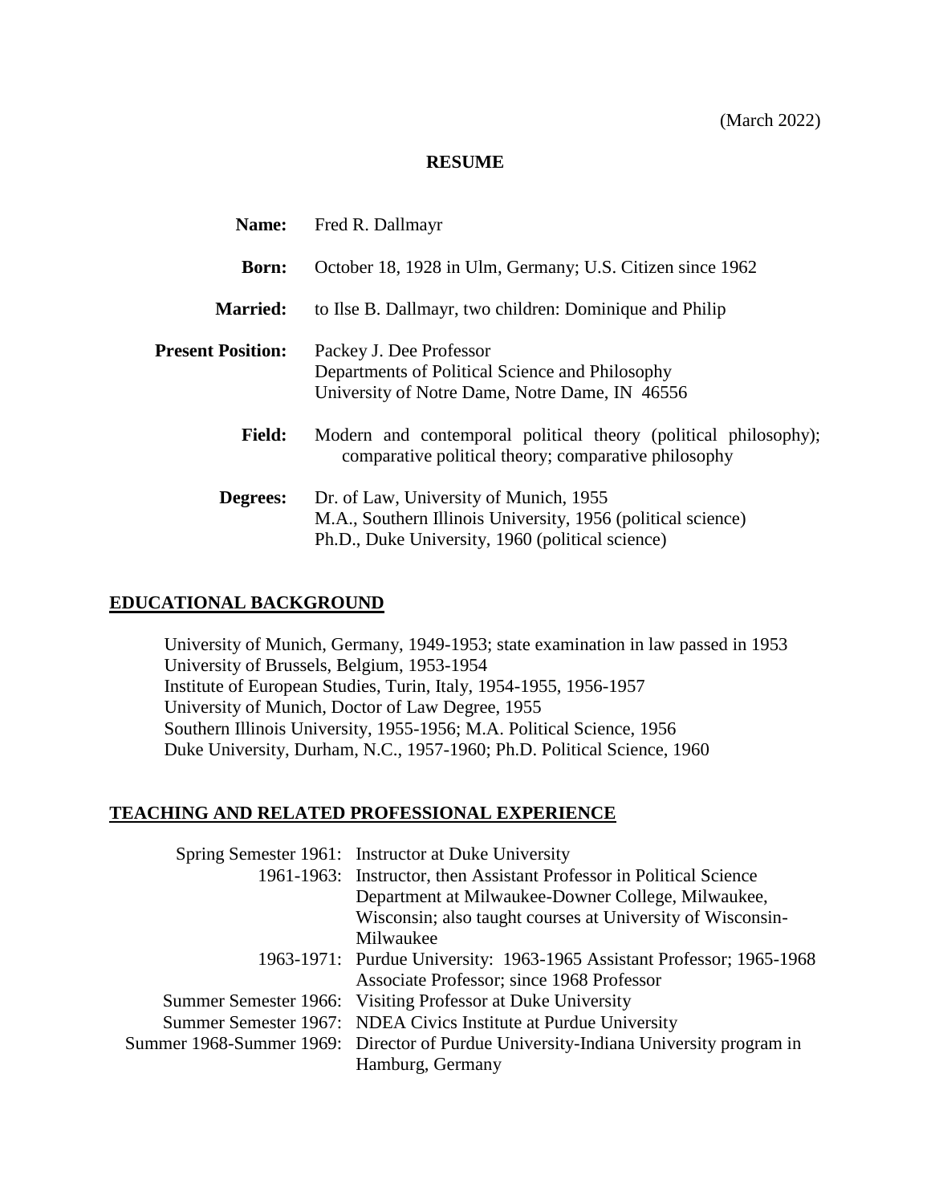(March 2022)

**RESUME**

| | |
|---|---|
| **Name:** | Fred R. Dallmayr |
| **Born:** | October 18, 1928 in Ulm, Germany; U.S. Citizen since 1962 |
| **Married:** | to Ilse B. Dallmayr, two children: Dominique and Philip |
| **Present Position:** | Packey J. Dee Professor<br>Departments of Political Science and Philosophy<br>University of Notre Dame, Notre Dame, IN 46556 |
| **Field:** | Modern and contemporal political theory (political philosophy); comparative political theory; comparative philosophy |
| **Degrees:** | Dr. of Law, University of Munich, 1955<br>M.A., Southern Illinois University, 1956 (political science)<br>Ph.D., Duke University, 1960 (political science) |

## EDUCATIONAL BACKGROUND

University of Munich, Germany, 1949-1953; state examination in law passed in 1953
University of Brussels, Belgium, 1953-1954
Institute of European Studies, Turin, Italy, 1954-1955, 1956-1957
University of Munich, Doctor of Law Degree, 1955
Southern Illinois University, 1955-1956; M.A. Political Science, 1956
Duke University, Durham, N.C., 1957-1960; Ph.D. Political Science, 1960

## TEACHING AND RELATED PROFESSIONAL EXPERIENCE

| | |
|---|---|
| Spring Semester 1961: | Instructor at Duke University |
| 1961-1963: | Instructor, then Assistant Professor in Political Science Department at Milwaukee-Downer College, Milwaukee, Wisconsin; also taught courses at University of Wisconsin-Milwaukee |
| 1963-1971: | Purdue University: 1963-1965 Assistant Professor; 1965-1968 Associate Professor; since 1968 Professor |
| Summer Semester 1966: | Visiting Professor at Duke University |
| Summer Semester 1967: | NDEA Civics Institute at Purdue University |
| Summer 1968-Summer 1969: | Director of Purdue University-Indiana University program in Hamburg, Germany |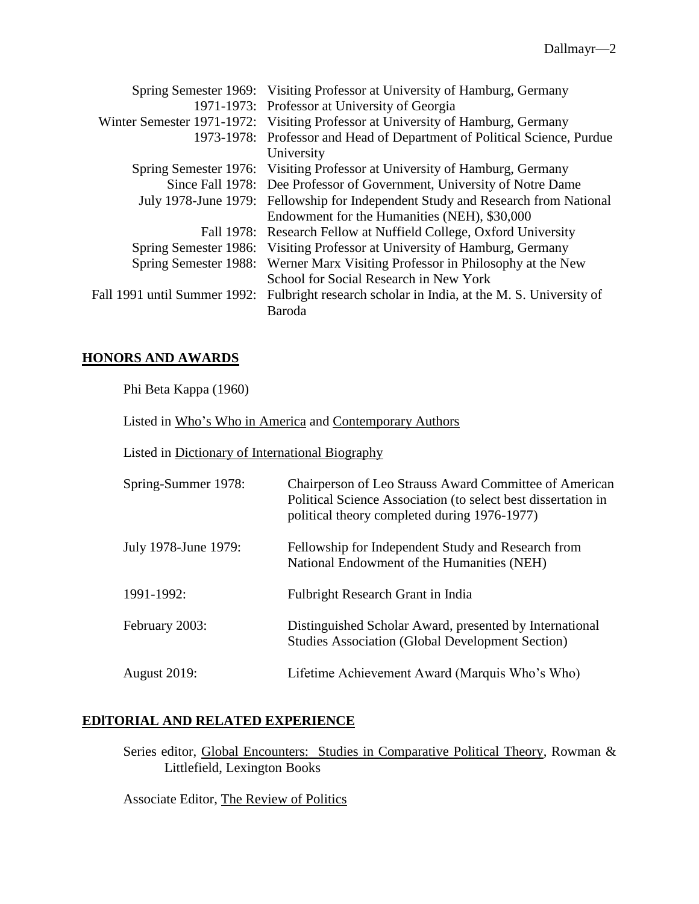| | |
|---|---|
| Spring Semester 1969: | Visiting Professor at University of Hamburg, Germany |
| 1971-1973: | Professor at University of Georgia |
| Winter Semester 1971-1972: | Visiting Professor at University of Hamburg, Germany |
| 1973-1978: | Professor and Head of Department of Political Science, Purdue University |
| Spring Semester 1976: | Visiting Professor at University of Hamburg, Germany |
| Since Fall 1978: | Dee Professor of Government, University of Notre Dame |
| July 1978-June 1979: | Fellowship for Independent Study and Research from National Endowment for the Humanities (NEH), $30,000 |
| Fall 1978: | Research Fellow at Nuffield College, Oxford University |
| Spring Semester 1986: | Visiting Professor at University of Hamburg, Germany |
| Spring Semester 1988: | Werner Marx Visiting Professor in Philosophy at the New School for Social Research in New York |
| Fall 1991 until Summer 1992: | Fulbright research scholar in India, at the M. S. University of Baroda |

## HONORS AND AWARDS

Phi Beta Kappa (1960)

Listed in Who's Who in America and Contemporary Authors

Listed in Dictionary of International Biography

| | |
|---|---|
| Spring-Summer 1978: | Chairperson of Leo Strauss Award Committee of American Political Science Association (to select best dissertation in political theory completed during 1976-1977) |
| July 1978-June 1979: | Fellowship for Independent Study and Research from National Endowment of the Humanities (NEH) |
| 1991-1992: | Fulbright Research Grant in India |
| February 2003: | Distinguished Scholar Award, presented by International Studies Association (Global Development Section) |
| August 2019: | Lifetime Achievement Award (Marquis Who's Who) |

## EDITORIAL AND RELATED EXPERIENCE

Series editor, Global Encounters: Studies in Comparative Political Theory, Rowman & Littlefield, Lexington Books

Associate Editor, The Review of Politics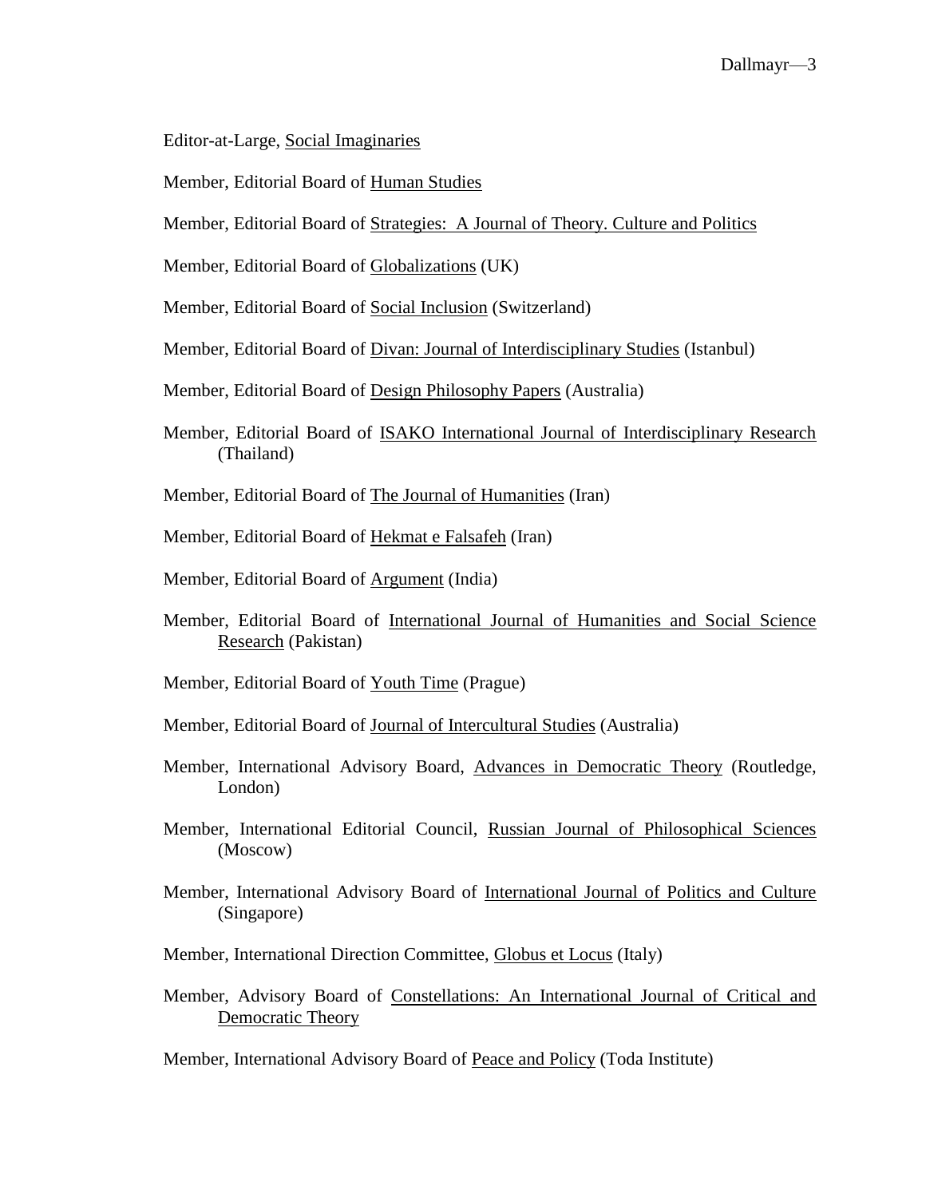Editor-at-Large, Social Imaginaries

Member, Editorial Board of Human Studies

Member, Editorial Board of Strategies: A Journal of Theory. Culture and Politics

Member, Editorial Board of Globalizations (UK)

Member, Editorial Board of Social Inclusion (Switzerland)

Member, Editorial Board of Divan: Journal of Interdisciplinary Studies (Istanbul)

Member, Editorial Board of Design Philosophy Papers (Australia)

Member, Editorial Board of ISAKO International Journal of Interdisciplinary Research (Thailand)

Member, Editorial Board of The Journal of Humanities (Iran)

Member, Editorial Board of Hekmat e Falsafeh (Iran)

Member, Editorial Board of Argument (India)

Member, Editorial Board of International Journal of Humanities and Social Science Research (Pakistan)

Member, Editorial Board of Youth Time (Prague)

Member, Editorial Board of Journal of Intercultural Studies (Australia)

Member, International Advisory Board, Advances in Democratic Theory (Routledge, London)

Member, International Editorial Council, Russian Journal of Philosophical Sciences (Moscow)

Member, International Advisory Board of International Journal of Politics and Culture (Singapore)

Member, International Direction Committee, Globus et Locus (Italy)

Member, Advisory Board of Constellations: An International Journal of Critical and Democratic Theory

Member, International Advisory Board of Peace and Policy (Toda Institute)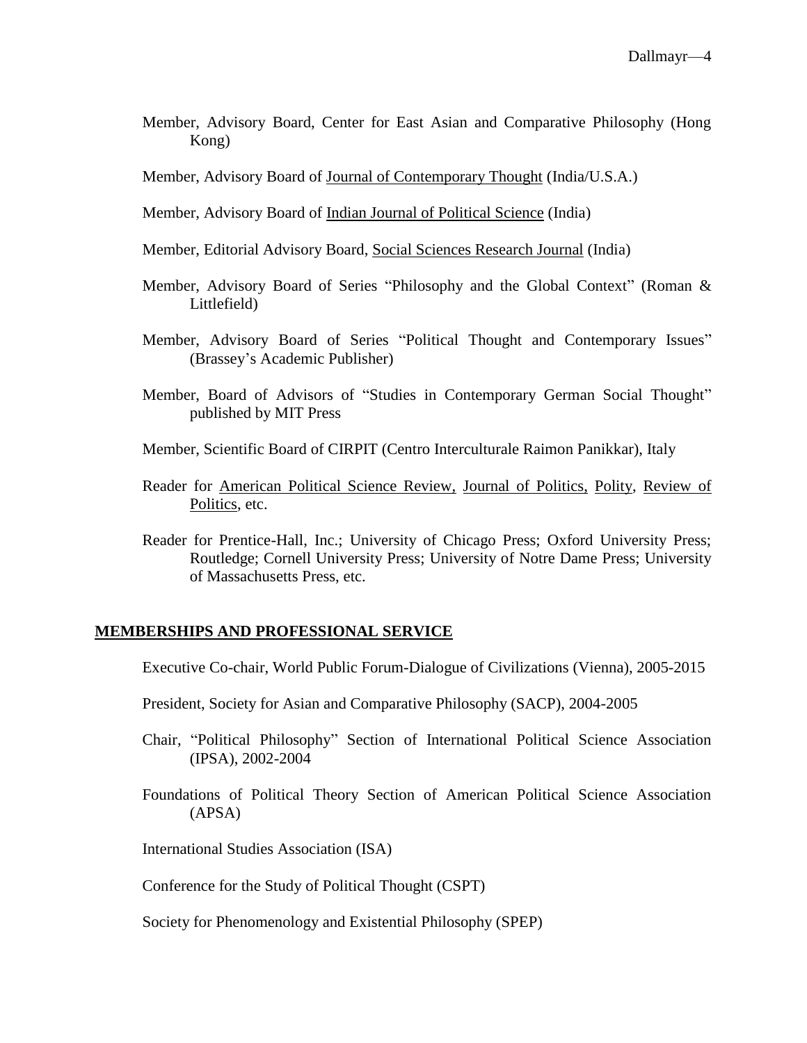Member, Advisory Board, Center for East Asian and Comparative Philosophy (Hong Kong)

Member, Advisory Board of Journal of Contemporary Thought (India/U.S.A.)

Member, Advisory Board of Indian Journal of Political Science (India)

Member, Editorial Advisory Board, Social Sciences Research Journal (India)

Member, Advisory Board of Series "Philosophy and the Global Context" (Roman & Littlefield)

Member, Advisory Board of Series "Political Thought and Contemporary Issues" (Brassey's Academic Publisher)

Member, Board of Advisors of "Studies in Contemporary German Social Thought" published by MIT Press

Member, Scientific Board of CIRPIT (Centro Interculturale Raimon Panikkar), Italy

Reader for American Political Science Review, Journal of Politics, Polity, Review of Politics, etc.

Reader for Prentice-Hall, Inc.; University of Chicago Press; Oxford University Press; Routledge; Cornell University Press; University of Notre Dame Press; University of Massachusetts Press, etc.

## MEMBERSHIPS AND PROFESSIONAL SERVICE

Executive Co-chair, World Public Forum-Dialogue of Civilizations (Vienna), 2005-2015

President, Society for Asian and Comparative Philosophy (SACP), 2004-2005

Chair, "Political Philosophy" Section of International Political Science Association (IPSA), 2002-2004

Foundations of Political Theory Section of American Political Science Association (APSA)

International Studies Association (ISA)

Conference for the Study of Political Thought (CSPT)

Society for Phenomenology and Existential Philosophy (SPEP)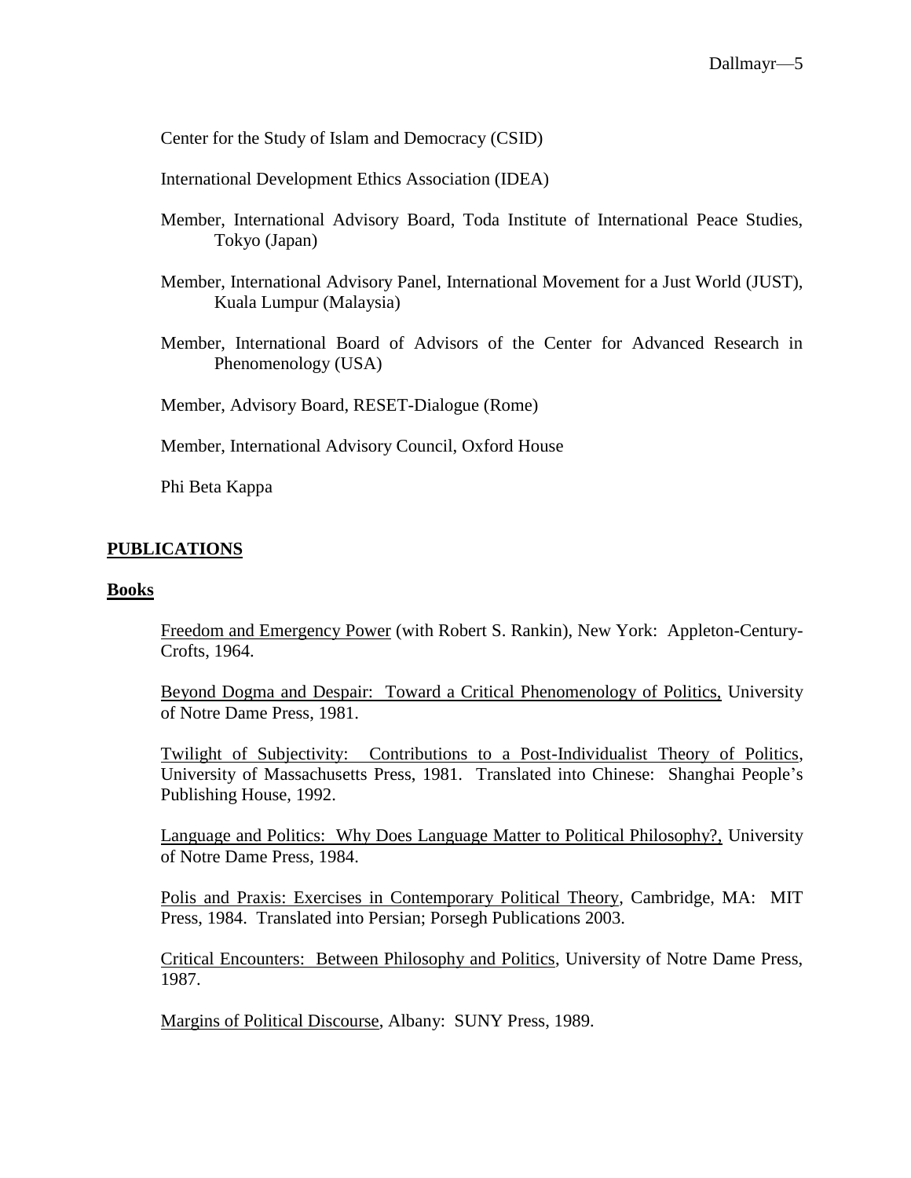Center for the Study of Islam and Democracy (CSID)

International Development Ethics Association (IDEA)

Member, International Advisory Board, Toda Institute of International Peace Studies, Tokyo (Japan)

Member, International Advisory Panel, International Movement for a Just World (JUST), Kuala Lumpur (Malaysia)

Member, International Board of Advisors of the Center for Advanced Research in Phenomenology (USA)

Member, Advisory Board, RESET-Dialogue (Rome)

Member, International Advisory Council, Oxford House

Phi Beta Kappa

## PUBLICATIONS

### Books

Freedom and Emergency Power (with Robert S. Rankin), New York: Appleton-Century-Crofts, 1964.

Beyond Dogma and Despair: Toward a Critical Phenomenology of Politics, University of Notre Dame Press, 1981.

Twilight of Subjectivity: Contributions to a Post-Individualist Theory of Politics, University of Massachusetts Press, 1981. Translated into Chinese: Shanghai People's Publishing House, 1992.

Language and Politics: Why Does Language Matter to Political Philosophy?, University of Notre Dame Press, 1984.

Polis and Praxis: Exercises in Contemporary Political Theory, Cambridge, MA: MIT Press, 1984. Translated into Persian; Porsegh Publications 2003.

Critical Encounters: Between Philosophy and Politics, University of Notre Dame Press, 1987.

Margins of Political Discourse, Albany: SUNY Press, 1989.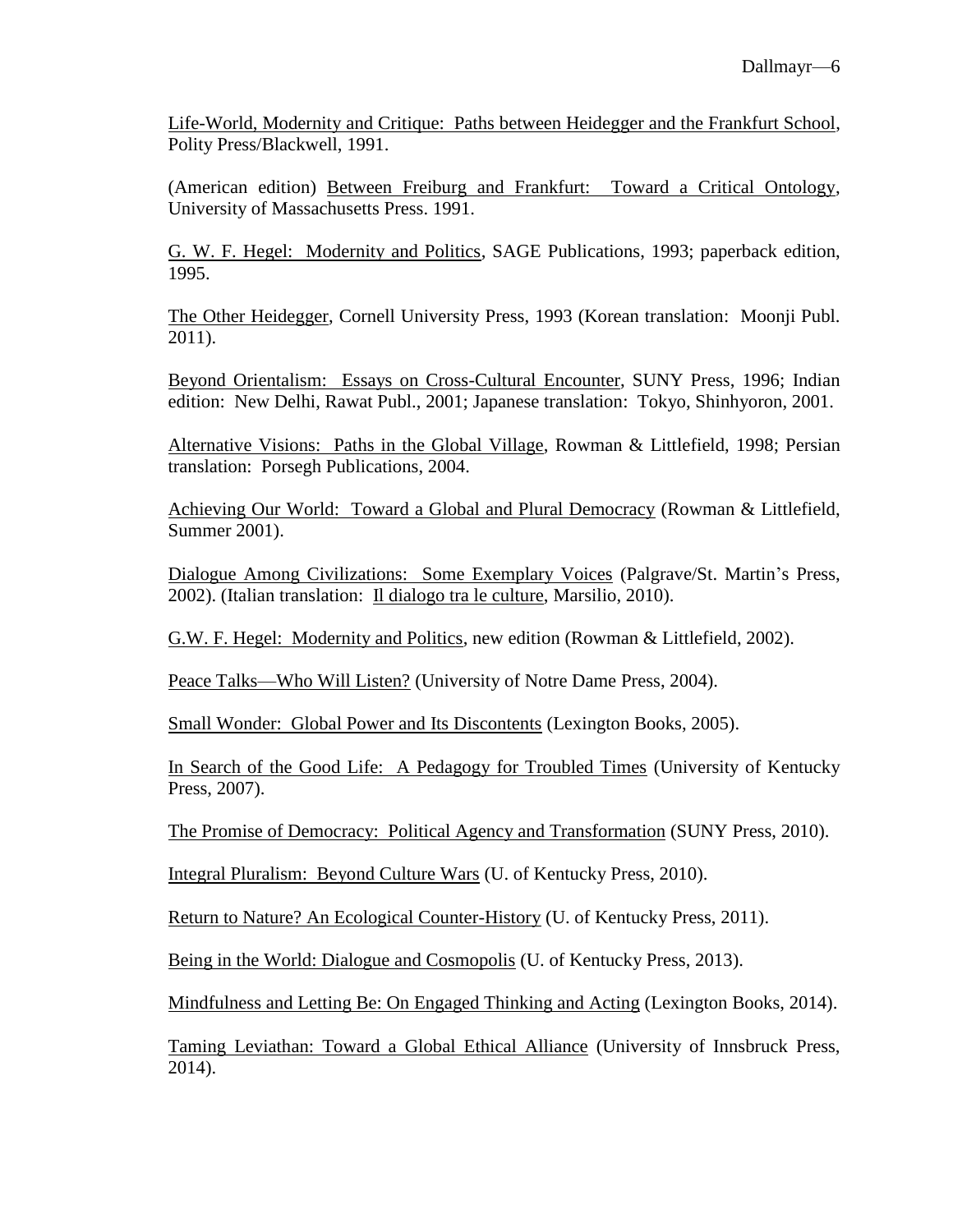Life-World, Modernity and Critique: Paths between Heidegger and the Frankfurt School, Polity Press/Blackwell, 1991.

(American edition) Between Freiburg and Frankfurt: Toward a Critical Ontology, University of Massachusetts Press. 1991.

G. W. F. Hegel: Modernity and Politics, SAGE Publications, 1993; paperback edition, 1995.

The Other Heidegger, Cornell University Press, 1993 (Korean translation: Moonji Publ. 2011).

Beyond Orientalism: Essays on Cross-Cultural Encounter, SUNY Press, 1996; Indian edition: New Delhi, Rawat Publ., 2001; Japanese translation: Tokyo, Shinhyoron, 2001.

Alternative Visions: Paths in the Global Village, Rowman & Littlefield, 1998; Persian translation: Porsegh Publications, 2004.

Achieving Our World: Toward a Global and Plural Democracy (Rowman & Littlefield, Summer 2001).

Dialogue Among Civilizations: Some Exemplary Voices (Palgrave/St. Martin's Press, 2002). (Italian translation: Il dialogo tra le culture, Marsilio, 2010).

G.W. F. Hegel: Modernity and Politics, new edition (Rowman & Littlefield, 2002).

Peace Talks—Who Will Listen? (University of Notre Dame Press, 2004).

Small Wonder: Global Power and Its Discontents (Lexington Books, 2005).

In Search of the Good Life: A Pedagogy for Troubled Times (University of Kentucky Press, 2007).

The Promise of Democracy: Political Agency and Transformation (SUNY Press, 2010).

Integral Pluralism: Beyond Culture Wars (U. of Kentucky Press, 2010).

Return to Nature? An Ecological Counter-History (U. of Kentucky Press, 2011).

Being in the World: Dialogue and Cosmopolis (U. of Kentucky Press, 2013).

Mindfulness and Letting Be: On Engaged Thinking and Acting (Lexington Books, 2014).

Taming Leviathan: Toward a Global Ethical Alliance (University of Innsbruck Press, 2014).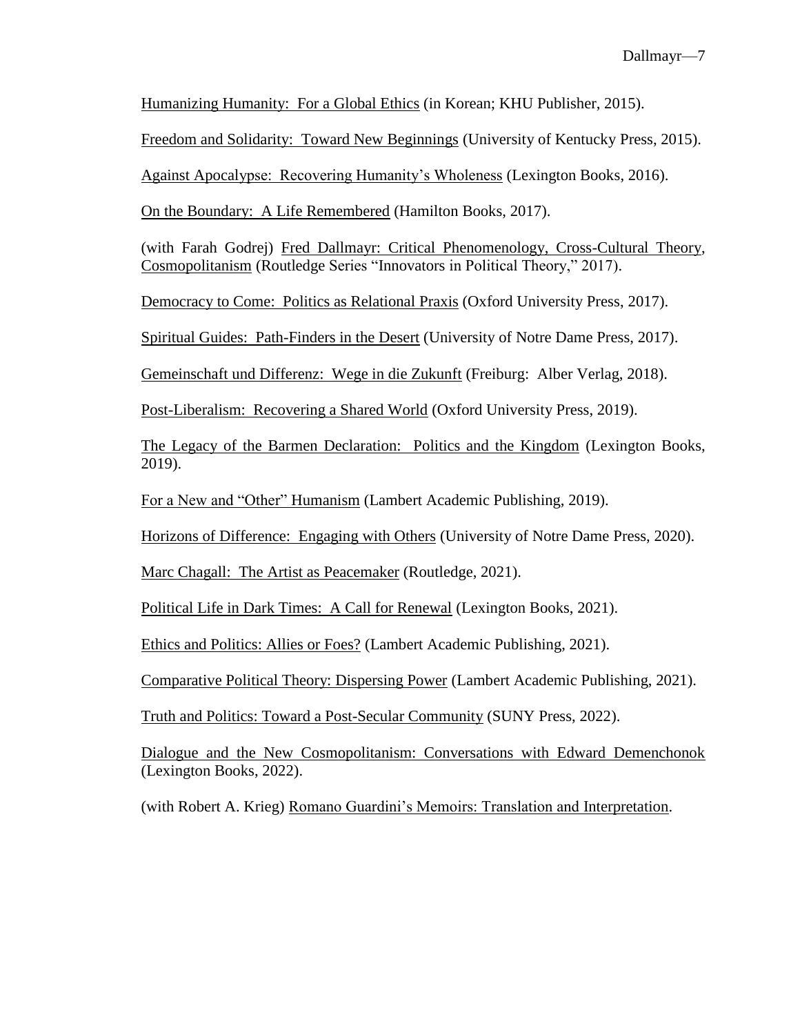Humanizing Humanity: For a Global Ethics (in Korean; KHU Publisher, 2015).

Freedom and Solidarity: Toward New Beginnings (University of Kentucky Press, 2015).

Against Apocalypse: Recovering Humanity's Wholeness (Lexington Books, 2016).

On the Boundary: A Life Remembered (Hamilton Books, 2017).

(with Farah Godrej) Fred Dallmayr: Critical Phenomenology, Cross-Cultural Theory, Cosmopolitanism (Routledge Series "Innovators in Political Theory," 2017).

Democracy to Come: Politics as Relational Praxis (Oxford University Press, 2017).

Spiritual Guides: Path-Finders in the Desert (University of Notre Dame Press, 2017).

Gemeinschaft und Differenz: Wege in die Zukunft (Freiburg: Alber Verlag, 2018).

Post-Liberalism: Recovering a Shared World (Oxford University Press, 2019).

The Legacy of the Barmen Declaration: Politics and the Kingdom (Lexington Books, 2019).

For a New and "Other" Humanism (Lambert Academic Publishing, 2019).

Horizons of Difference: Engaging with Others (University of Notre Dame Press, 2020).

Marc Chagall: The Artist as Peacemaker (Routledge, 2021).

Political Life in Dark Times: A Call for Renewal (Lexington Books, 2021).

Ethics and Politics: Allies or Foes? (Lambert Academic Publishing, 2021).

Comparative Political Theory: Dispersing Power (Lambert Academic Publishing, 2021).

Truth and Politics: Toward a Post-Secular Community (SUNY Press, 2022).

Dialogue and the New Cosmopolitanism: Conversations with Edward Demenchonok (Lexington Books, 2022).

(with Robert A. Krieg) Romano Guardini's Memoirs: Translation and Interpretation.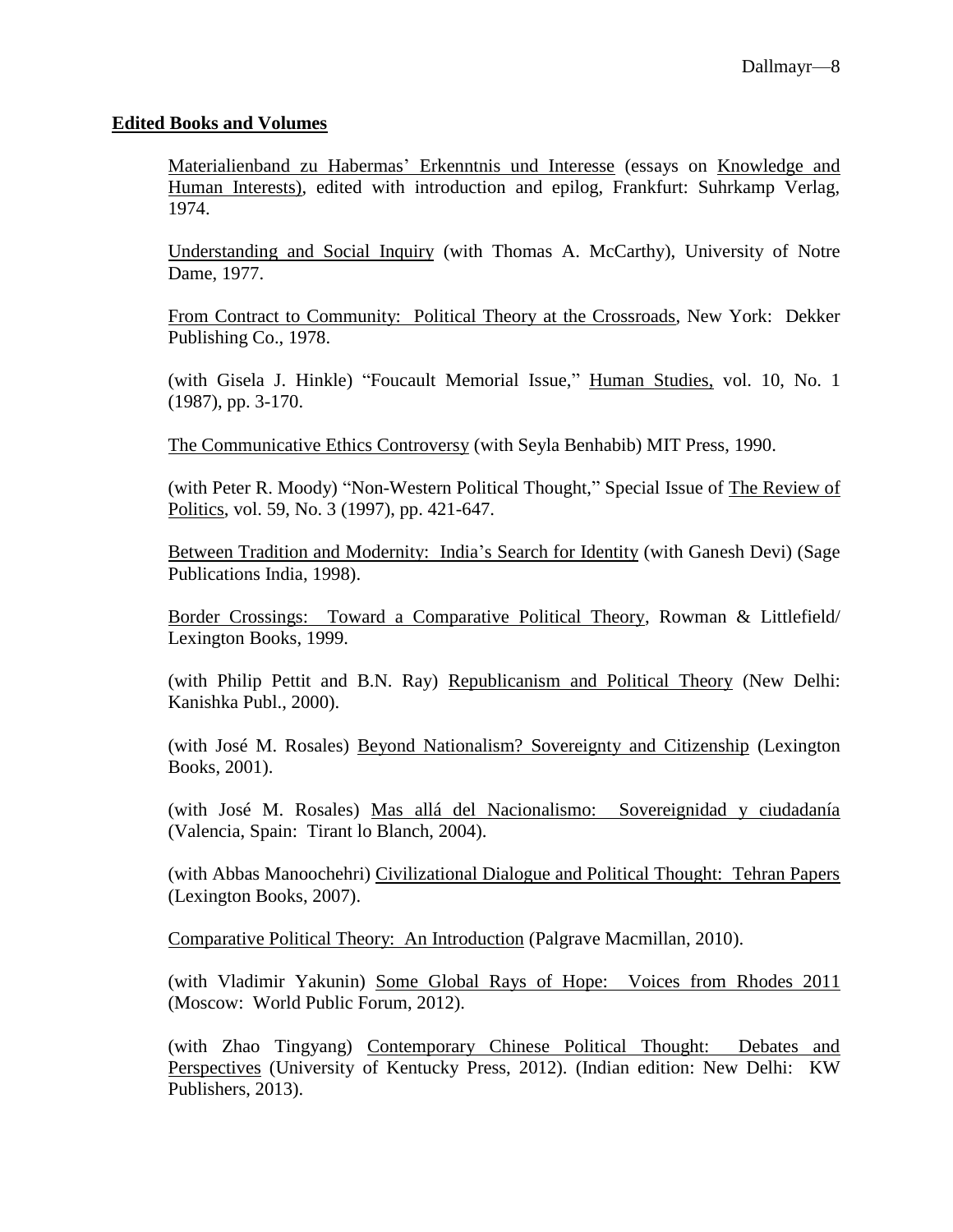## Edited Books and Volumes

Materialienband zu Habermas' Erkenntnis und Interesse (essays on Knowledge and Human Interests), edited with introduction and epilog, Frankfurt: Suhrkamp Verlag, 1974.

Understanding and Social Inquiry (with Thomas A. McCarthy), University of Notre Dame, 1977.

From Contract to Community: Political Theory at the Crossroads, New York: Dekker Publishing Co., 1978.

(with Gisela J. Hinkle) "Foucault Memorial Issue," Human Studies, vol. 10, No. 1 (1987), pp. 3-170.

The Communicative Ethics Controversy (with Seyla Benhabib) MIT Press, 1990.

(with Peter R. Moody) "Non-Western Political Thought," Special Issue of The Review of Politics, vol. 59, No. 3 (1997), pp. 421-647.

Between Tradition and Modernity: India's Search for Identity (with Ganesh Devi) (Sage Publications India, 1998).

Border Crossings: Toward a Comparative Political Theory, Rowman & Littlefield/ Lexington Books, 1999.

(with Philip Pettit and B.N. Ray) Republicanism and Political Theory (New Delhi: Kanishka Publ., 2000).

(with José M. Rosales) Beyond Nationalism? Sovereignty and Citizenship (Lexington Books, 2001).

(with José M. Rosales) Mas allá del Nacionalismo: Sovereignidad y ciudadanía (Valencia, Spain: Tirant lo Blanch, 2004).

(with Abbas Manoochehri) Civilizational Dialogue and Political Thought: Tehran Papers (Lexington Books, 2007).

Comparative Political Theory: An Introduction (Palgrave Macmillan, 2010).

(with Vladimir Yakunin) Some Global Rays of Hope: Voices from Rhodes 2011 (Moscow: World Public Forum, 2012).

(with Zhao Tingyang) Contemporary Chinese Political Thought: Debates and Perspectives (University of Kentucky Press, 2012). (Indian edition: New Delhi: KW Publishers, 2013).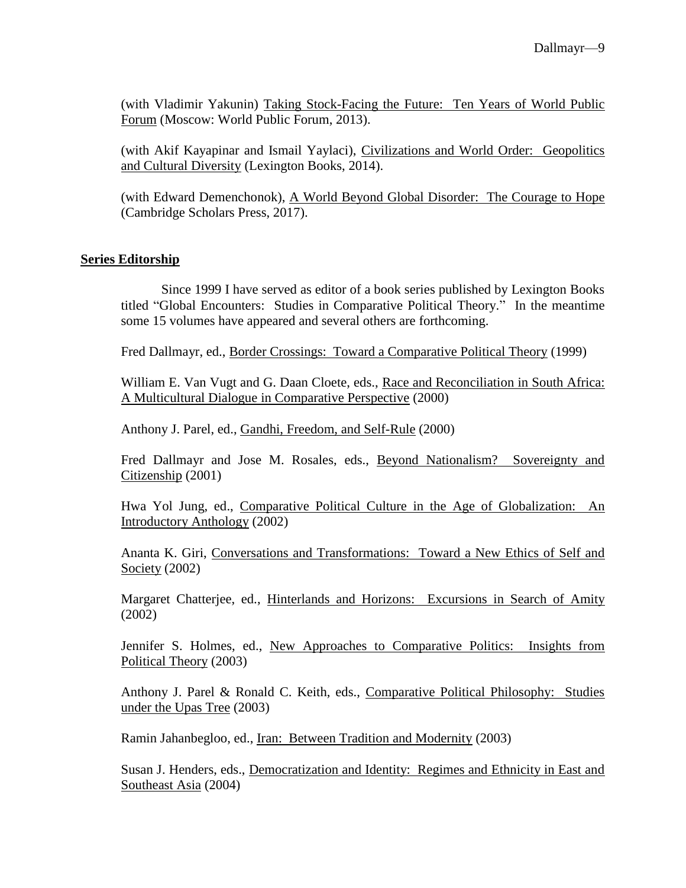(with Vladimir Yakunin) Taking Stock-Facing the Future: Ten Years of World Public Forum (Moscow: World Public Forum, 2013).

(with Akif Kayapinar and Ismail Yaylaci), Civilizations and World Order: Geopolitics and Cultural Diversity (Lexington Books, 2014).

(with Edward Demenchonok), A World Beyond Global Disorder: The Courage to Hope (Cambridge Scholars Press, 2017).

## Series Editorship

Since 1999 I have served as editor of a book series published by Lexington Books titled "Global Encounters: Studies in Comparative Political Theory." In the meantime some 15 volumes have appeared and several others are forthcoming.

Fred Dallmayr, ed., Border Crossings: Toward a Comparative Political Theory (1999)

William E. Van Vugt and G. Daan Cloete, eds., Race and Reconciliation in South Africa: A Multicultural Dialogue in Comparative Perspective (2000)

Anthony J. Parel, ed., Gandhi, Freedom, and Self-Rule (2000)

Fred Dallmayr and Jose M. Rosales, eds., Beyond Nationalism? Sovereignty and Citizenship (2001)

Hwa Yol Jung, ed., Comparative Political Culture in the Age of Globalization: An Introductory Anthology (2002)

Ananta K. Giri, Conversations and Transformations: Toward a New Ethics of Self and Society (2002)

Margaret Chatterjee, ed., Hinterlands and Horizons: Excursions in Search of Amity (2002)

Jennifer S. Holmes, ed., New Approaches to Comparative Politics: Insights from Political Theory (2003)

Anthony J. Parel & Ronald C. Keith, eds., Comparative Political Philosophy: Studies under the Upas Tree (2003)

Ramin Jahanbegloo, ed., Iran: Between Tradition and Modernity (2003)

Susan J. Henders, eds., Democratization and Identity: Regimes and Ethnicity in East and Southeast Asia (2004)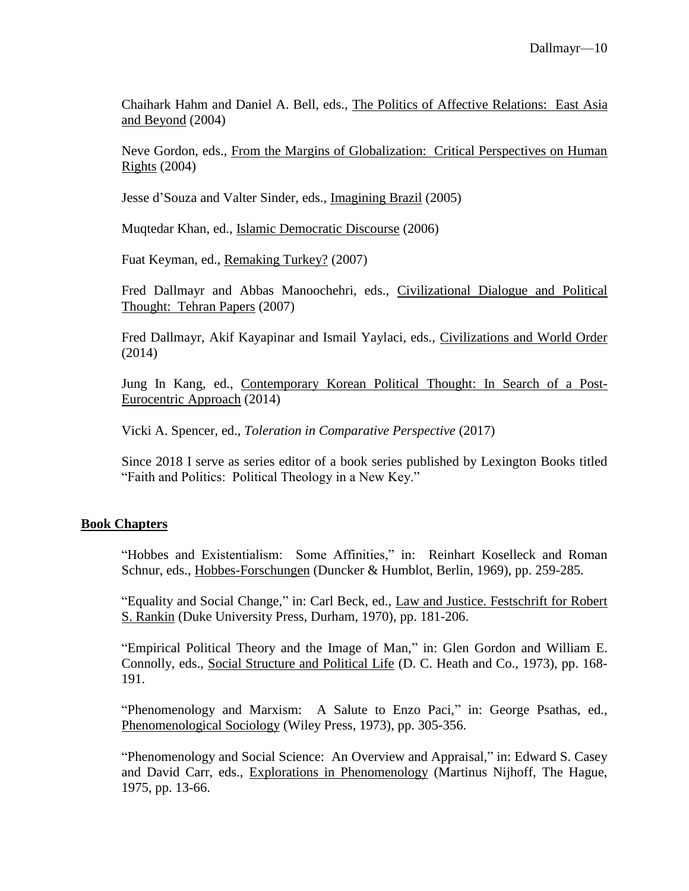Chaihark Hahm and Daniel A. Bell, eds., The Politics of Affective Relations: East Asia and Beyond (2004)

Neve Gordon, eds., From the Margins of Globalization: Critical Perspectives on Human Rights (2004)

Jesse d'Souza and Valter Sinder, eds., Imagining Brazil (2005)

Muqtedar Khan, ed., Islamic Democratic Discourse (2006)

Fuat Keyman, ed., Remaking Turkey? (2007)

Fred Dallmayr and Abbas Manoochehri, eds., Civilizational Dialogue and Political Thought: Tehran Papers (2007)

Fred Dallmayr, Akif Kayapinar and Ismail Yaylaci, eds., Civilizations and World Order (2014)

Jung In Kang, ed., Contemporary Korean Political Thought: In Search of a Post-Eurocentric Approach (2014)

Vicki A. Spencer, ed., *Toleration in Comparative Perspective* (2017)

Since 2018 I serve as series editor of a book series published by Lexington Books titled "Faith and Politics: Political Theology in a New Key."

## **Book Chapters**

"Hobbes and Existentialism: Some Affinities," in: Reinhart Koselleck and Roman Schnur, eds., Hobbes-Forschungen (Duncker & Humblot, Berlin, 1969), pp. 259-285.

"Equality and Social Change," in: Carl Beck, ed., Law and Justice. Festschrift for Robert S. Rankin (Duke University Press, Durham, 1970), pp. 181-206.

"Empirical Political Theory and the Image of Man," in: Glen Gordon and William E. Connolly, eds., Social Structure and Political Life (D. C. Heath and Co., 1973), pp. 168-191.

"Phenomenology and Marxism: A Salute to Enzo Paci," in: George Psathas, ed., Phenomenological Sociology (Wiley Press, 1973), pp. 305-356.

"Phenomenology and Social Science: An Overview and Appraisal," in: Edward S. Casey and David Carr, eds., Explorations in Phenomenology (Martinus Nijhoff, The Hague, 1975, pp. 13-66.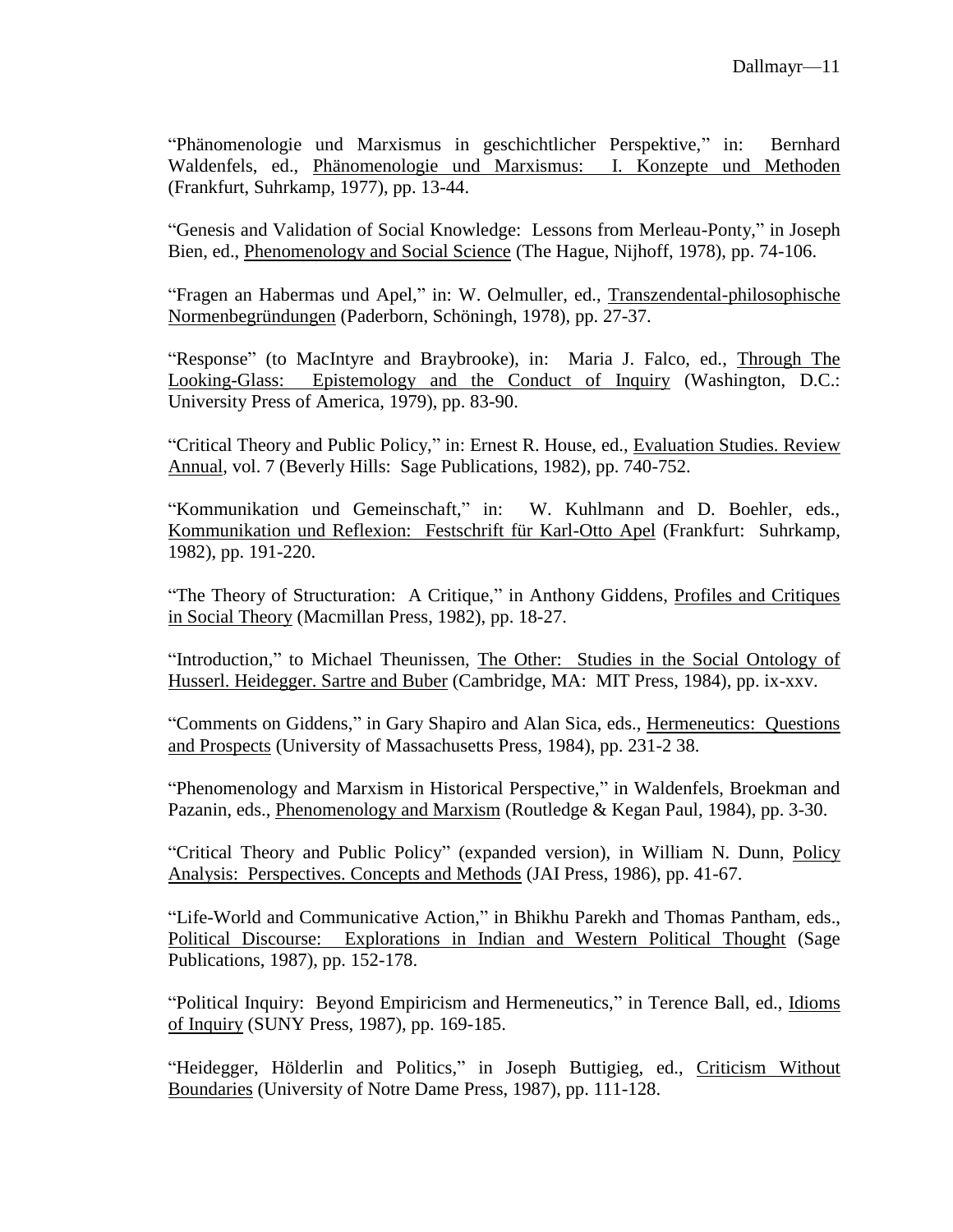"Phänomenologie und Marxismus in geschichtlicher Perspektive," in: Bernhard Waldenfels, ed., Phänomenologie und Marxismus: I. Konzepte und Methoden (Frankfurt, Suhrkamp, 1977), pp. 13-44.

"Genesis and Validation of Social Knowledge: Lessons from Merleau-Ponty," in Joseph Bien, ed., Phenomenology and Social Science (The Hague, Nijhoff, 1978), pp. 74-106.

"Fragen an Habermas und Apel," in: W. Oelmuller, ed., Transzendental-philosophische Normenbegründungen (Paderborn, Schöningh, 1978), pp. 27-37.

"Response" (to MacIntyre and Braybrooke), in: Maria J. Falco, ed., Through The Looking-Glass: Epistemology and the Conduct of Inquiry (Washington, D.C.: University Press of America, 1979), pp. 83-90.

"Critical Theory and Public Policy," in: Ernest R. House, ed., Evaluation Studies. Review Annual, vol. 7 (Beverly Hills: Sage Publications, 1982), pp. 740-752.

"Kommunikation und Gemeinschaft," in: W. Kuhlmann and D. Boehler, eds., Kommunikation und Reflexion: Festschrift für Karl-Otto Apel (Frankfurt: Suhrkamp, 1982), pp. 191-220.

"The Theory of Structuration: A Critique," in Anthony Giddens, Profiles and Critiques in Social Theory (Macmillan Press, 1982), pp. 18-27.

"Introduction," to Michael Theunissen, The Other: Studies in the Social Ontology of Husserl. Heidegger. Sartre and Buber (Cambridge, MA: MIT Press, 1984), pp. ix-xxv.

"Comments on Giddens," in Gary Shapiro and Alan Sica, eds., Hermeneutics: Questions and Prospects (University of Massachusetts Press, 1984), pp. 231-2 38.

"Phenomenology and Marxism in Historical Perspective," in Waldenfels, Broekman and Pazanin, eds., Phenomenology and Marxism (Routledge & Kegan Paul, 1984), pp. 3-30.

"Critical Theory and Public Policy" (expanded version), in William N. Dunn, Policy Analysis: Perspectives. Concepts and Methods (JAI Press, 1986), pp. 41-67.

"Life-World and Communicative Action," in Bhikhu Parekh and Thomas Pantham, eds., Political Discourse: Explorations in Indian and Western Political Thought (Sage Publications, 1987), pp. 152-178.

"Political Inquiry: Beyond Empiricism and Hermeneutics," in Terence Ball, ed., Idioms of Inquiry (SUNY Press, 1987), pp. 169-185.

"Heidegger, Hölderlin and Politics," in Joseph Buttigieg, ed., Criticism Without Boundaries (University of Notre Dame Press, 1987), pp. 111-128.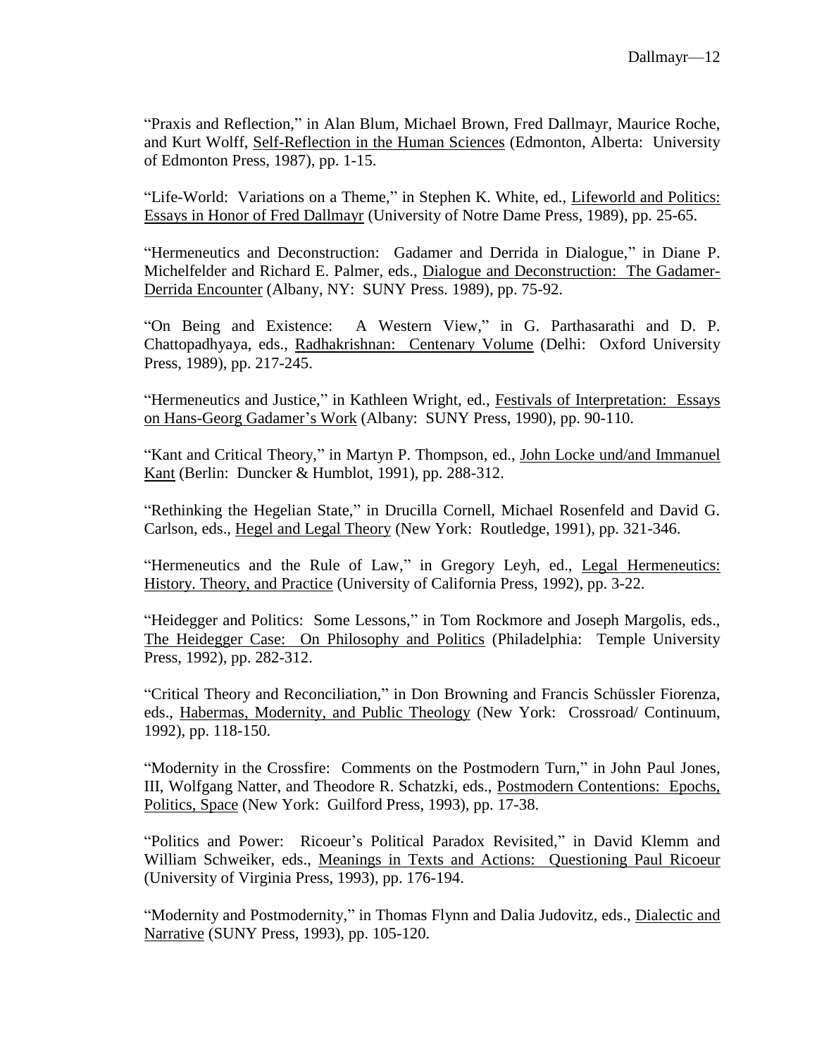"Praxis and Reflection," in Alan Blum, Michael Brown, Fred Dallmayr, Maurice Roche, and Kurt Wolff, Self-Reflection in the Human Sciences (Edmonton, Alberta: University of Edmonton Press, 1987), pp. 1-15.

"Life-World: Variations on a Theme," in Stephen K. White, ed., Lifeworld and Politics: Essays in Honor of Fred Dallmayr (University of Notre Dame Press, 1989), pp. 25-65.

"Hermeneutics and Deconstruction: Gadamer and Derrida in Dialogue," in Diane P. Michelfelder and Richard E. Palmer, eds., Dialogue and Deconstruction: The Gadamer-Derrida Encounter (Albany, NY: SUNY Press. 1989), pp. 75-92.

"On Being and Existence: A Western View," in G. Parthasarathi and D. P. Chattopadhyaya, eds., Radhakrishnan: Centenary Volume (Delhi: Oxford University Press, 1989), pp. 217-245.

"Hermeneutics and Justice," in Kathleen Wright, ed., Festivals of Interpretation: Essays on Hans-Georg Gadamer's Work (Albany: SUNY Press, 1990), pp. 90-110.

"Kant and Critical Theory," in Martyn P. Thompson, ed., John Locke und/and Immanuel Kant (Berlin: Duncker & Humblot, 1991), pp. 288-312.

"Rethinking the Hegelian State," in Drucilla Cornell, Michael Rosenfeld and David G. Carlson, eds., Hegel and Legal Theory (New York: Routledge, 1991), pp. 321-346.

"Hermeneutics and the Rule of Law," in Gregory Leyh, ed., Legal Hermeneutics: History. Theory, and Practice (University of California Press, 1992), pp. 3-22.

"Heidegger and Politics: Some Lessons," in Tom Rockmore and Joseph Margolis, eds., The Heidegger Case: On Philosophy and Politics (Philadelphia: Temple University Press, 1992), pp. 282-312.

"Critical Theory and Reconciliation," in Don Browning and Francis Schüssler Fiorenza, eds., Habermas, Modernity, and Public Theology (New York: Crossroad/ Continuum, 1992), pp. 118-150.

"Modernity in the Crossfire: Comments on the Postmodern Turn," in John Paul Jones, III, Wolfgang Natter, and Theodore R. Schatzki, eds., Postmodern Contentions: Epochs, Politics, Space (New York: Guilford Press, 1993), pp. 17-38.

"Politics and Power: Ricoeur's Political Paradox Revisited," in David Klemm and William Schweiker, eds., Meanings in Texts and Actions: Questioning Paul Ricoeur (University of Virginia Press, 1993), pp. 176-194.

"Modernity and Postmodernity," in Thomas Flynn and Dalia Judovitz, eds., Dialectic and Narrative (SUNY Press, 1993), pp. 105-120.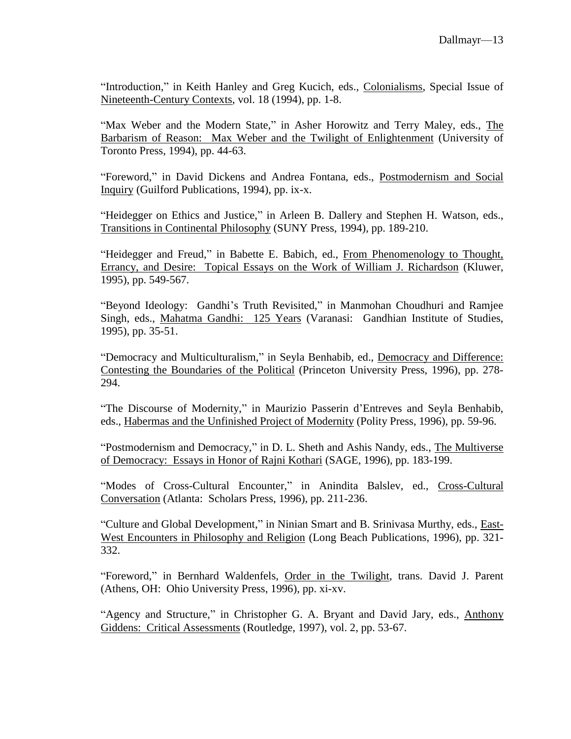"Introduction," in Keith Hanley and Greg Kucich, eds., Colonialisms, Special Issue of Nineteenth-Century Contexts, vol. 18 (1994), pp. 1-8.

"Max Weber and the Modern State," in Asher Horowitz and Terry Maley, eds., The Barbarism of Reason: Max Weber and the Twilight of Enlightenment (University of Toronto Press, 1994), pp. 44-63.

"Foreword," in David Dickens and Andrea Fontana, eds., Postmodernism and Social Inquiry (Guilford Publications, 1994), pp. ix-x.

"Heidegger on Ethics and Justice," in Arleen B. Dallery and Stephen H. Watson, eds., Transitions in Continental Philosophy (SUNY Press, 1994), pp. 189-210.

"Heidegger and Freud," in Babette E. Babich, ed., From Phenomenology to Thought, Errancy, and Desire: Topical Essays on the Work of William J. Richardson (Kluwer, 1995), pp. 549-567.

"Beyond Ideology: Gandhi's Truth Revisited," in Manmohan Choudhuri and Ramjee Singh, eds., Mahatma Gandhi: 125 Years (Varanasi: Gandhian Institute of Studies, 1995), pp. 35-51.

"Democracy and Multiculturalism," in Seyla Benhabib, ed., Democracy and Difference: Contesting the Boundaries of the Political (Princeton University Press, 1996), pp. 278-294.

"The Discourse of Modernity," in Maurizio Passerin d'Entreves and Seyla Benhabib, eds., Habermas and the Unfinished Project of Modernity (Polity Press, 1996), pp. 59-96.

"Postmodernism and Democracy," in D. L. Sheth and Ashis Nandy, eds., The Multiverse of Democracy: Essays in Honor of Rajni Kothari (SAGE, 1996), pp. 183-199.

"Modes of Cross-Cultural Encounter," in Anindita Balslev, ed., Cross-Cultural Conversation (Atlanta: Scholars Press, 1996), pp. 211-236.

"Culture and Global Development," in Ninian Smart and B. Srinivasa Murthy, eds., East-West Encounters in Philosophy and Religion (Long Beach Publications, 1996), pp. 321-332.

"Foreword," in Bernhard Waldenfels, Order in the Twilight, trans. David J. Parent (Athens, OH: Ohio University Press, 1996), pp. xi-xv.

"Agency and Structure," in Christopher G. A. Bryant and David Jary, eds., Anthony Giddens: Critical Assessments (Routledge, 1997), vol. 2, pp. 53-67.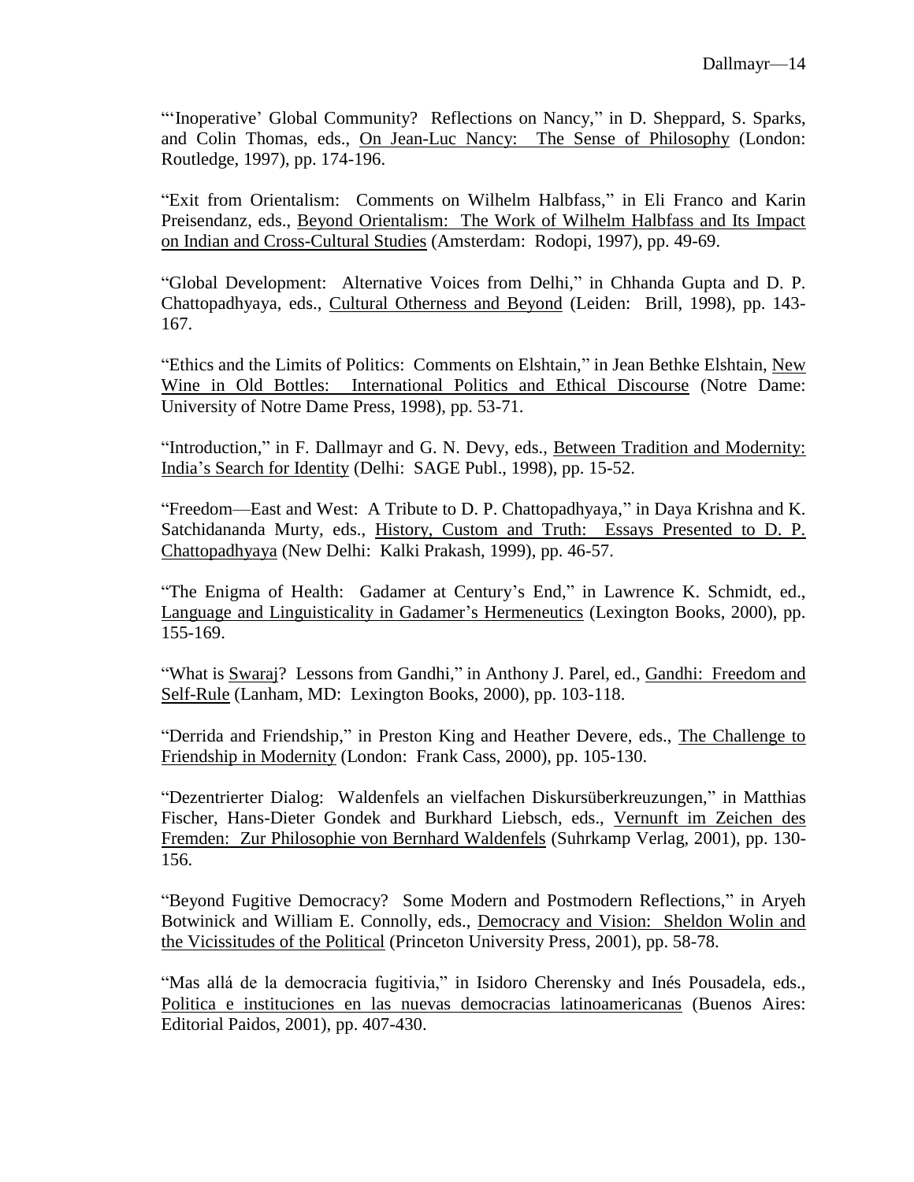"'Inoperative' Global Community? Reflections on Nancy," in D. Sheppard, S. Sparks, and Colin Thomas, eds., On Jean-Luc Nancy: The Sense of Philosophy (London: Routledge, 1997), pp. 174-196.

"Exit from Orientalism: Comments on Wilhelm Halbfass," in Eli Franco and Karin Preisendanz, eds., Beyond Orientalism: The Work of Wilhelm Halbfass and Its Impact on Indian and Cross-Cultural Studies (Amsterdam: Rodopi, 1997), pp. 49-69.

"Global Development: Alternative Voices from Delhi," in Chhanda Gupta and D. P. Chattopadhyaya, eds., Cultural Otherness and Beyond (Leiden: Brill, 1998), pp. 143-167.

"Ethics and the Limits of Politics: Comments on Elshtain," in Jean Bethke Elshtain, New Wine in Old Bottles: International Politics and Ethical Discourse (Notre Dame: University of Notre Dame Press, 1998), pp. 53-71.

"Introduction," in F. Dallmayr and G. N. Devy, eds., Between Tradition and Modernity: India's Search for Identity (Delhi: SAGE Publ., 1998), pp. 15-52.

"Freedom—East and West: A Tribute to D. P. Chattopadhyaya," in Daya Krishna and K. Satchidananda Murty, eds., History, Custom and Truth: Essays Presented to D. P. Chattopadhyaya (New Delhi: Kalki Prakash, 1999), pp. 46-57.

"The Enigma of Health: Gadamer at Century's End," in Lawrence K. Schmidt, ed., Language and Linguisticality in Gadamer's Hermeneutics (Lexington Books, 2000), pp. 155-169.

"What is Swaraj? Lessons from Gandhi," in Anthony J. Parel, ed., Gandhi: Freedom and Self-Rule (Lanham, MD: Lexington Books, 2000), pp. 103-118.

"Derrida and Friendship," in Preston King and Heather Devere, eds., The Challenge to Friendship in Modernity (London: Frank Cass, 2000), pp. 105-130.

"Dezentrierter Dialog: Waldenfels an vielfachen Diskursüberkreuzungen," in Matthias Fischer, Hans-Dieter Gondek and Burkhard Liebsch, eds., Vernunft im Zeichen des Fremden: Zur Philosophie von Bernhard Waldenfels (Suhrkamp Verlag, 2001), pp. 130-156.

"Beyond Fugitive Democracy? Some Modern and Postmodern Reflections," in Aryeh Botwinick and William E. Connolly, eds., Democracy and Vision: Sheldon Wolin and the Vicissitudes of the Political (Princeton University Press, 2001), pp. 58-78.

"Mas allá de la democracia fugitivia," in Isidoro Cherensky and Inés Pousadela, eds., Politica e instituciones en las nuevas democracias latinoamericanas (Buenos Aires: Editorial Paidos, 2001), pp. 407-430.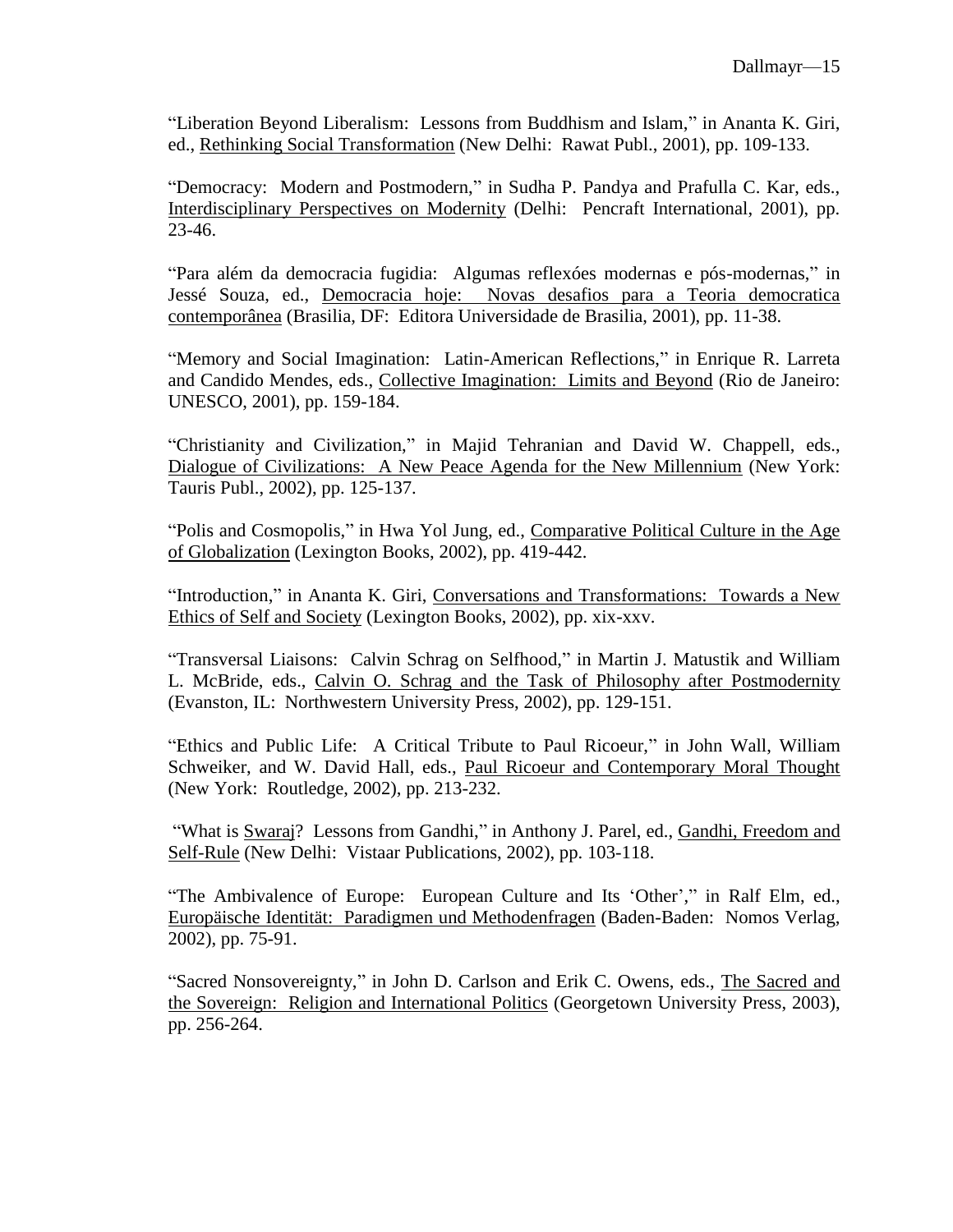"Liberation Beyond Liberalism: Lessons from Buddhism and Islam," in Ananta K. Giri, ed., Rethinking Social Transformation (New Delhi: Rawat Publ., 2001), pp. 109-133.

"Democracy: Modern and Postmodern," in Sudha P. Pandya and Prafulla C. Kar, eds., Interdisciplinary Perspectives on Modernity (Delhi: Pencraft International, 2001), pp. 23-46.

"Para além da democracia fugidia: Algumas reflexóes modernas e pós-modernas," in Jessé Souza, ed., Democracia hoje: Novas desafios para a Teoria democratica contemporânea (Brasilia, DF: Editora Universidade de Brasilia, 2001), pp. 11-38.

"Memory and Social Imagination: Latin-American Reflections," in Enrique R. Larreta and Candido Mendes, eds., Collective Imagination: Limits and Beyond (Rio de Janeiro: UNESCO, 2001), pp. 159-184.

"Christianity and Civilization," in Majid Tehranian and David W. Chappell, eds., Dialogue of Civilizations: A New Peace Agenda for the New Millennium (New York: Tauris Publ., 2002), pp. 125-137.

"Polis and Cosmopolis," in Hwa Yol Jung, ed., Comparative Political Culture in the Age of Globalization (Lexington Books, 2002), pp. 419-442.

"Introduction," in Ananta K. Giri, Conversations and Transformations: Towards a New Ethics of Self and Society (Lexington Books, 2002), pp. xix-xxv.

"Transversal Liaisons: Calvin Schrag on Selfhood," in Martin J. Matustik and William L. McBride, eds., Calvin O. Schrag and the Task of Philosophy after Postmodernity (Evanston, IL: Northwestern University Press, 2002), pp. 129-151.

"Ethics and Public Life: A Critical Tribute to Paul Ricoeur," in John Wall, William Schweiker, and W. David Hall, eds., Paul Ricoeur and Contemporary Moral Thought (New York: Routledge, 2002), pp. 213-232.

"What is Swaraj? Lessons from Gandhi," in Anthony J. Parel, ed., Gandhi, Freedom and Self-Rule (New Delhi: Vistaar Publications, 2002), pp. 103-118.

"The Ambivalence of Europe: European Culture and Its 'Other'," in Ralf Elm, ed., Europäische Identität: Paradigmen und Methodenfragen (Baden-Baden: Nomos Verlag, 2002), pp. 75-91.

"Sacred Nonsovereignty," in John D. Carlson and Erik C. Owens, eds., The Sacred and the Sovereign: Religion and International Politics (Georgetown University Press, 2003), pp. 256-264.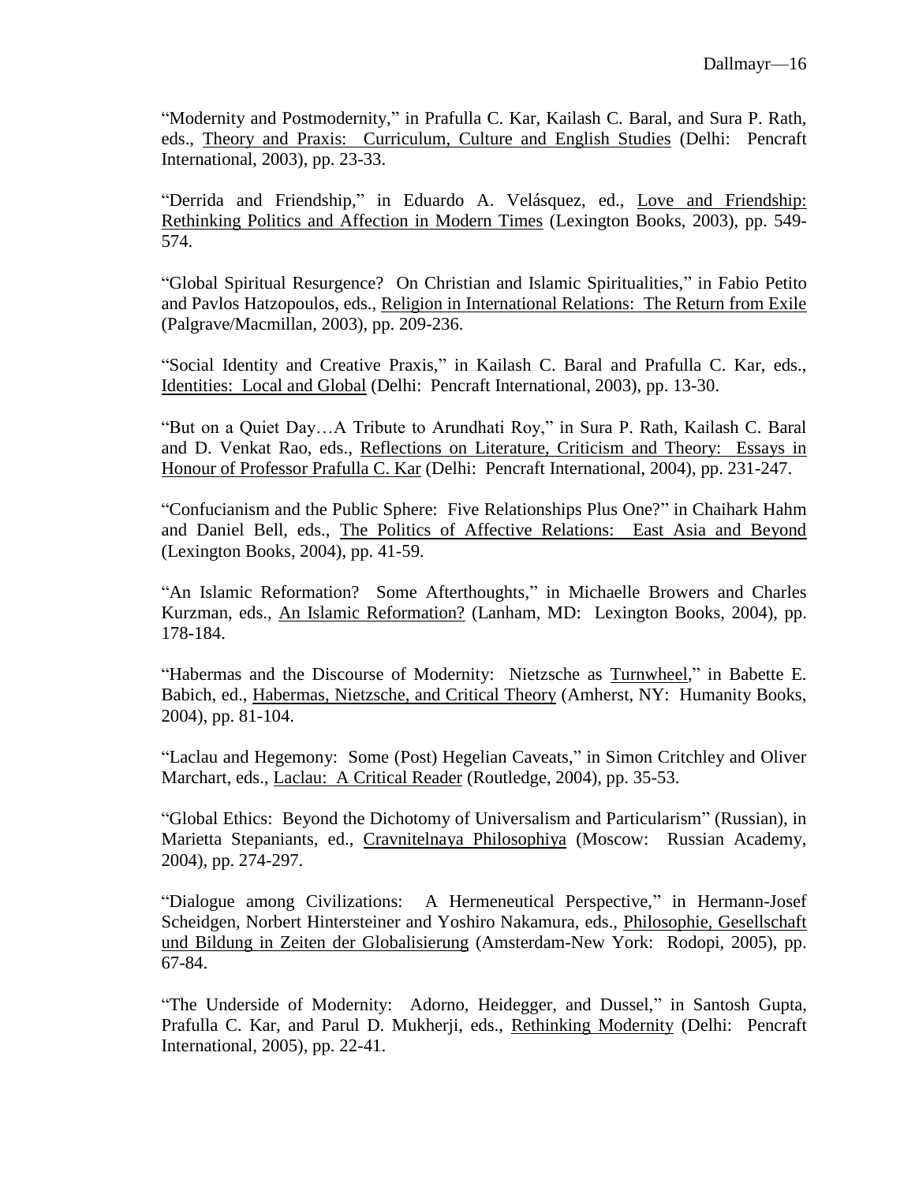"Modernity and Postmodernity," in Prafulla C. Kar, Kailash C. Baral, and Sura P. Rath, eds., Theory and Praxis: Curriculum, Culture and English Studies (Delhi: Pencraft International, 2003), pp. 23-33.

"Derrida and Friendship," in Eduardo A. Velásquez, ed., Love and Friendship: Rethinking Politics and Affection in Modern Times (Lexington Books, 2003), pp. 549-574.

"Global Spiritual Resurgence? On Christian and Islamic Spiritualities," in Fabio Petito and Pavlos Hatzopoulos, eds., Religion in International Relations: The Return from Exile (Palgrave/Macmillan, 2003), pp. 209-236.

"Social Identity and Creative Praxis," in Kailash C. Baral and Prafulla C. Kar, eds., Identities: Local and Global (Delhi: Pencraft International, 2003), pp. 13-30.

"But on a Quiet Day…A Tribute to Arundhati Roy," in Sura P. Rath, Kailash C. Baral and D. Venkat Rao, eds., Reflections on Literature, Criticism and Theory: Essays in Honour of Professor Prafulla C. Kar (Delhi: Pencraft International, 2004), pp. 231-247.

"Confucianism and the Public Sphere: Five Relationships Plus One?" in Chaihark Hahm and Daniel Bell, eds., The Politics of Affective Relations: East Asia and Beyond (Lexington Books, 2004), pp. 41-59.

"An Islamic Reformation? Some Afterthoughts," in Michaelle Browers and Charles Kurzman, eds., An Islamic Reformation? (Lanham, MD: Lexington Books, 2004), pp. 178-184.

"Habermas and the Discourse of Modernity: Nietzsche as Turnwheel," in Babette E. Babich, ed., Habermas, Nietzsche, and Critical Theory (Amherst, NY: Humanity Books, 2004), pp. 81-104.

"Laclau and Hegemony: Some (Post) Hegelian Caveats," in Simon Critchley and Oliver Marchart, eds., Laclau: A Critical Reader (Routledge, 2004), pp. 35-53.

"Global Ethics: Beyond the Dichotomy of Universalism and Particularism" (Russian), in Marietta Stepaniants, ed., Cravnitelnaya Philosophiya (Moscow: Russian Academy, 2004), pp. 274-297.

"Dialogue among Civilizations: A Hermeneutical Perspective," in Hermann-Josef Scheidgen, Norbert Hintersteiner and Yoshiro Nakamura, eds., Philosophie, Gesellschaft und Bildung in Zeiten der Globalisierung (Amsterdam-New York: Rodopi, 2005), pp. 67-84.

"The Underside of Modernity: Adorno, Heidegger, and Dussel," in Santosh Gupta, Prafulla C. Kar, and Parul D. Mukherji, eds., Rethinking Modernity (Delhi: Pencraft International, 2005), pp. 22-41.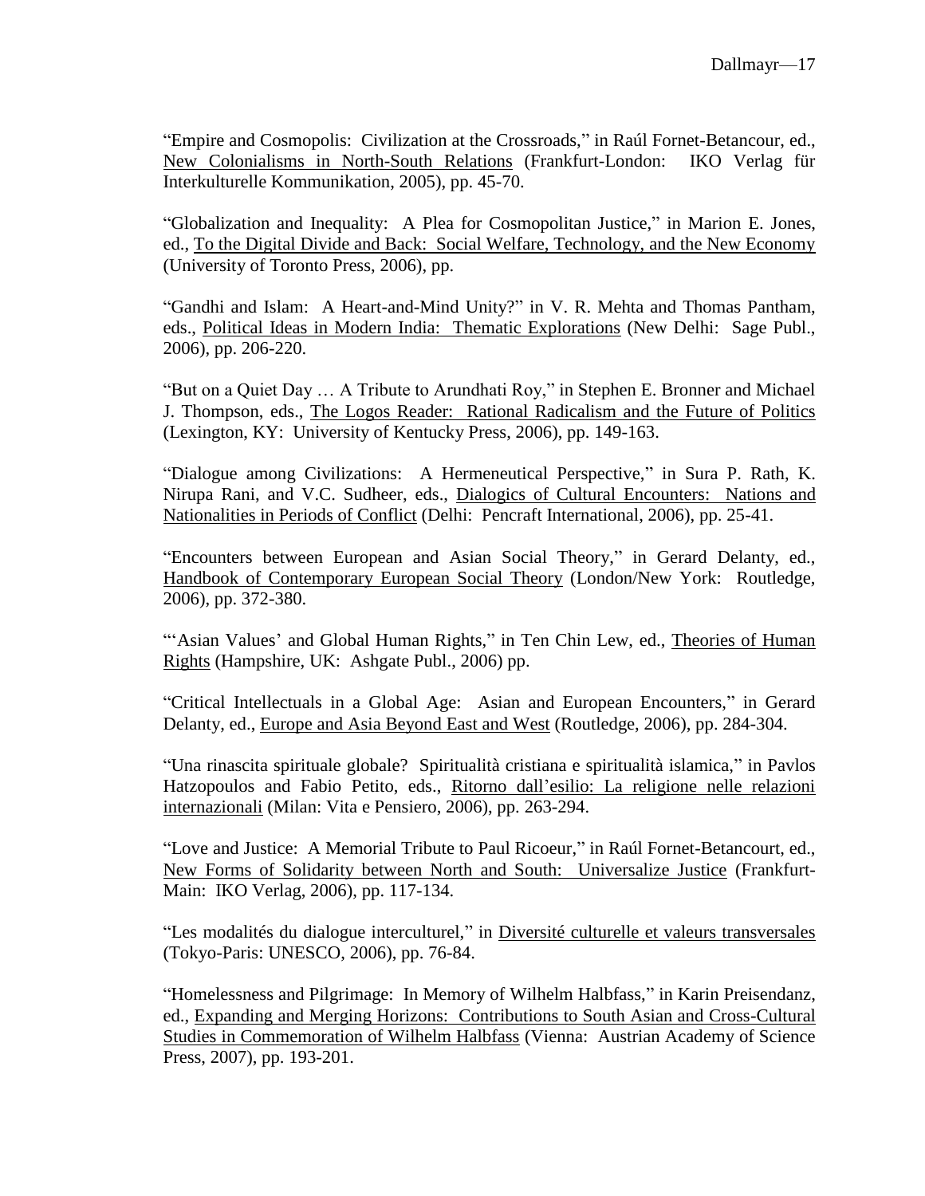"Empire and Cosmopolis: Civilization at the Crossroads," in Raúl Fornet-Betancour, ed., New Colonialisms in North-South Relations (Frankfurt-London: IKO Verlag für Interkulturelle Kommunikation, 2005), pp. 45-70.

"Globalization and Inequality: A Plea for Cosmopolitan Justice," in Marion E. Jones, ed., To the Digital Divide and Back: Social Welfare, Technology, and the New Economy (University of Toronto Press, 2006), pp.

"Gandhi and Islam: A Heart-and-Mind Unity?" in V. R. Mehta and Thomas Pantham, eds., Political Ideas in Modern India: Thematic Explorations (New Delhi: Sage Publ., 2006), pp. 206-220.

"But on a Quiet Day … A Tribute to Arundhati Roy," in Stephen E. Bronner and Michael J. Thompson, eds., The Logos Reader: Rational Radicalism and the Future of Politics (Lexington, KY: University of Kentucky Press, 2006), pp. 149-163.

"Dialogue among Civilizations: A Hermeneutical Perspective," in Sura P. Rath, K. Nirupa Rani, and V.C. Sudheer, eds., Dialogics of Cultural Encounters: Nations and Nationalities in Periods of Conflict (Delhi: Pencraft International, 2006), pp. 25-41.

"Encounters between European and Asian Social Theory," in Gerard Delanty, ed., Handbook of Contemporary European Social Theory (London/New York: Routledge, 2006), pp. 372-380.

"'Asian Values' and Global Human Rights," in Ten Chin Lew, ed., Theories of Human Rights (Hampshire, UK: Ashgate Publ., 2006) pp.

"Critical Intellectuals in a Global Age: Asian and European Encounters," in Gerard Delanty, ed., Europe and Asia Beyond East and West (Routledge, 2006), pp. 284-304.

"Una rinascita spirituale globale? Spiritualità cristiana e spiritualità islamica," in Pavlos Hatzopoulos and Fabio Petito, eds., Ritorno dall'esilio: La religione nelle relazioni internazionali (Milan: Vita e Pensiero, 2006), pp. 263-294.

"Love and Justice: A Memorial Tribute to Paul Ricoeur," in Raúl Fornet-Betancourt, ed., New Forms of Solidarity between North and South: Universalize Justice (Frankfurt-Main: IKO Verlag, 2006), pp. 117-134.

"Les modalités du dialogue interculturel," in Diversité culturelle et valeurs transversales (Tokyo-Paris: UNESCO, 2006), pp. 76-84.

"Homelessness and Pilgrimage: In Memory of Wilhelm Halbfass," in Karin Preisendanz, ed., Expanding and Merging Horizons: Contributions to South Asian and Cross-Cultural Studies in Commemoration of Wilhelm Halbfass (Vienna: Austrian Academy of Science Press, 2007), pp. 193-201.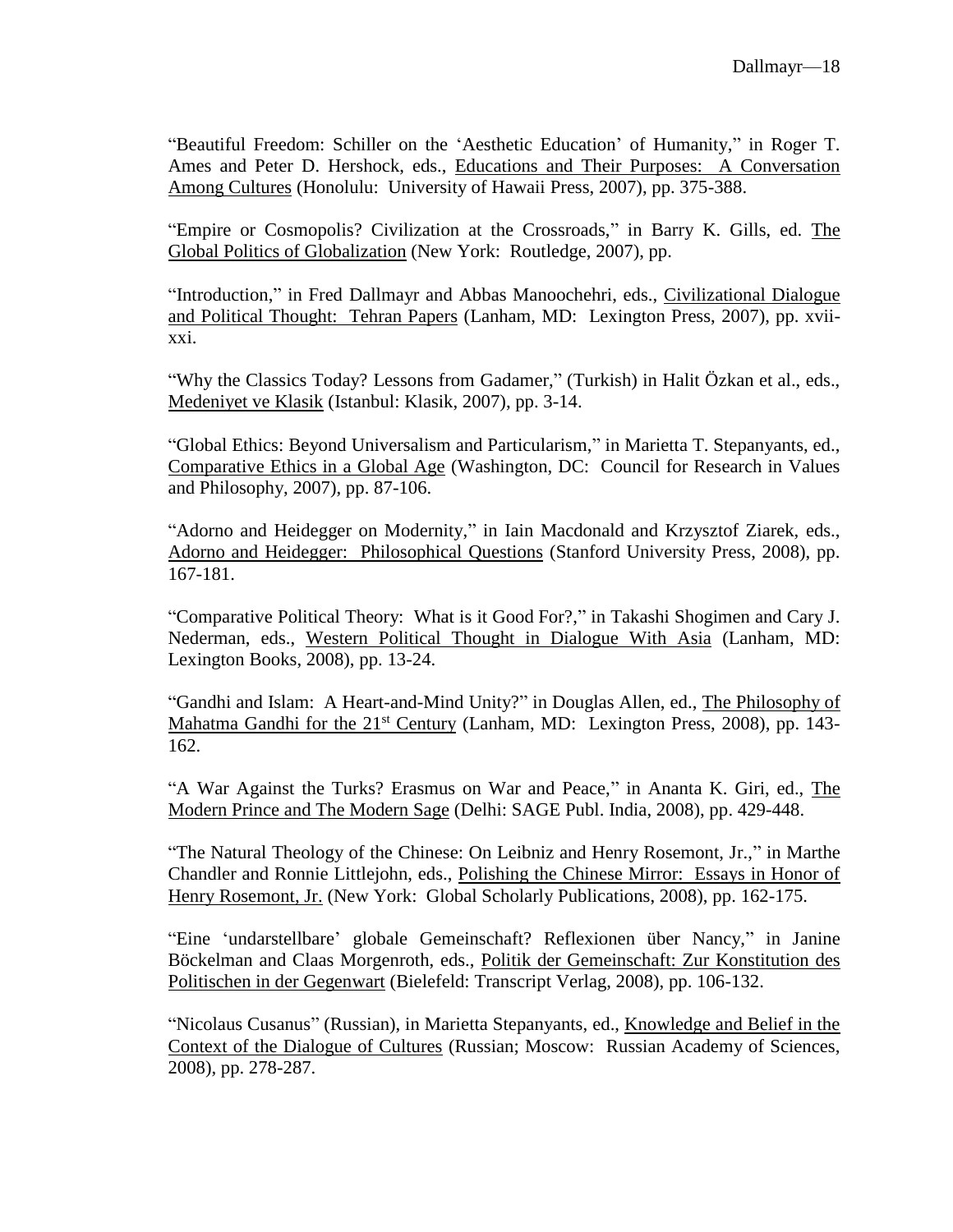"Beautiful Freedom: Schiller on the 'Aesthetic Education' of Humanity," in Roger T. Ames and Peter D. Hershock, eds., Educations and Their Purposes: A Conversation Among Cultures (Honolulu: University of Hawaii Press, 2007), pp. 375-388.

"Empire or Cosmopolis? Civilization at the Crossroads," in Barry K. Gills, ed. The Global Politics of Globalization (New York: Routledge, 2007), pp.

"Introduction," in Fred Dallmayr and Abbas Manoochehri, eds., Civilizational Dialogue and Political Thought: Tehran Papers (Lanham, MD: Lexington Press, 2007), pp. xvii-xxi.

"Why the Classics Today? Lessons from Gadamer," (Turkish) in Halit Özkan et al., eds., Medeniyet ve Klasik (Istanbul: Klasik, 2007), pp. 3-14.

"Global Ethics: Beyond Universalism and Particularism," in Marietta T. Stepanyants, ed., Comparative Ethics in a Global Age (Washington, DC: Council for Research in Values and Philosophy, 2007), pp. 87-106.

"Adorno and Heidegger on Modernity," in Iain Macdonald and Krzysztof Ziarek, eds., Adorno and Heidegger: Philosophical Questions (Stanford University Press, 2008), pp. 167-181.

"Comparative Political Theory: What is it Good For?," in Takashi Shogimen and Cary J. Nederman, eds., Western Political Thought in Dialogue With Asia (Lanham, MD: Lexington Books, 2008), pp. 13-24.

"Gandhi and Islam: A Heart-and-Mind Unity?" in Douglas Allen, ed., The Philosophy of Mahatma Gandhi for the 21st Century (Lanham, MD: Lexington Press, 2008), pp. 143-162.

"A War Against the Turks? Erasmus on War and Peace," in Ananta K. Giri, ed., The Modern Prince and The Modern Sage (Delhi: SAGE Publ. India, 2008), pp. 429-448.

"The Natural Theology of the Chinese: On Leibniz and Henry Rosemont, Jr.," in Marthe Chandler and Ronnie Littlejohn, eds., Polishing the Chinese Mirror: Essays in Honor of Henry Rosemont, Jr. (New York: Global Scholarly Publications, 2008), pp. 162-175.

"Eine 'undarstellbare' globale Gemeinschaft? Reflexionen über Nancy," in Janine Böckelman and Claas Morgenroth, eds., Politik der Gemeinschaft: Zur Konstitution des Politischen in der Gegenwart (Bielefeld: Transcript Verlag, 2008), pp. 106-132.

"Nicolaus Cusanus" (Russian), in Marietta Stepanyants, ed., Knowledge and Belief in the Context of the Dialogue of Cultures (Russian; Moscow: Russian Academy of Sciences, 2008), pp. 278-287.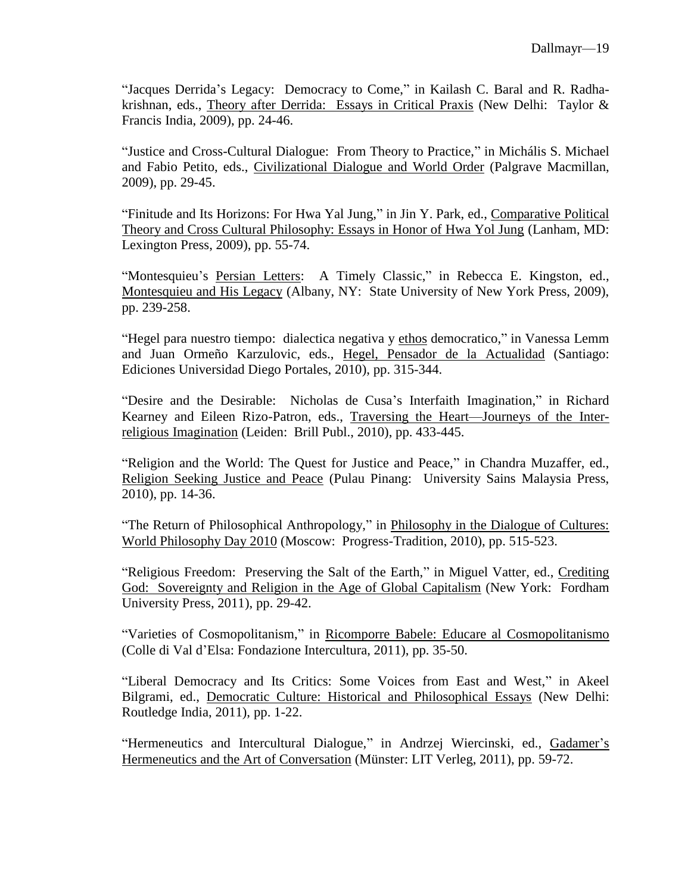"Jacques Derrida's Legacy: Democracy to Come," in Kailash C. Baral and R. Radhakrishnan, eds., <u>Theory after Derrida: Essays in Critical Praxis</u> (New Delhi: Taylor & Francis India, 2009), pp. 24-46.

"Justice and Cross-Cultural Dialogue: From Theory to Practice," in Michális S. Michael and Fabio Petito, eds., <u>Civilizational Dialogue and World Order</u> (Palgrave Macmillan, 2009), pp. 29-45.

"Finitude and Its Horizons: For Hwa Yal Jung," in Jin Y. Park, ed., <u>Comparative Political Theory and Cross Cultural Philosophy: Essays in Honor of Hwa Yol Jung</u> (Lanham, MD: Lexington Press, 2009), pp. 55-74.

"Montesquieu's <u>Persian Letters</u>: A Timely Classic," in Rebecca E. Kingston, ed., <u>Montesquieu and His Legacy</u> (Albany, NY: State University of New York Press, 2009), pp. 239-258.

"Hegel para nuestro tiempo: dialectica negativa y <u>ethos</u> democratico," in Vanessa Lemm and Juan Ormeño Karzulovic, eds., <u>Hegel, Pensador de la Actualidad</u> (Santiago: Ediciones Universidad Diego Portales, 2010), pp. 315-344.

"Desire and the Desirable: Nicholas de Cusa's Interfaith Imagination," in Richard Kearney and Eileen Rizo-Patron, eds., <u>Traversing the Heart—Journeys of the Interreligious Imagination</u> (Leiden: Brill Publ., 2010), pp. 433-445.

"Religion and the World: The Quest for Justice and Peace," in Chandra Muzaffer, ed., <u>Religion Seeking Justice and Peace</u> (Pulau Pinang: University Sains Malaysia Press, 2010), pp. 14-36.

"The Return of Philosophical Anthropology," in <u>Philosophy in the Dialogue of Cultures: World Philosophy Day 2010</u> (Moscow: Progress-Tradition, 2010), pp. 515-523.

"Religious Freedom: Preserving the Salt of the Earth," in Miguel Vatter, ed., <u>Crediting God: Sovereignty and Religion in the Age of Global Capitalism</u> (New York: Fordham University Press, 2011), pp. 29-42.

"Varieties of Cosmopolitanism," in <u>Ricomporre Babele: Educare al Cosmopolitanismo</u> (Colle di Val d'Elsa: Fondazione Intercultura, 2011), pp. 35-50.

"Liberal Democracy and Its Critics: Some Voices from East and West," in Akeel Bilgrami, ed., <u>Democratic Culture: Historical and Philosophical Essays</u> (New Delhi: Routledge India, 2011), pp. 1-22.

"Hermeneutics and Intercultural Dialogue," in Andrzej Wiercinski, ed., <u>Gadamer's Hermeneutics and the Art of Conversation</u> (Münster: LIT Verleg, 2011), pp. 59-72.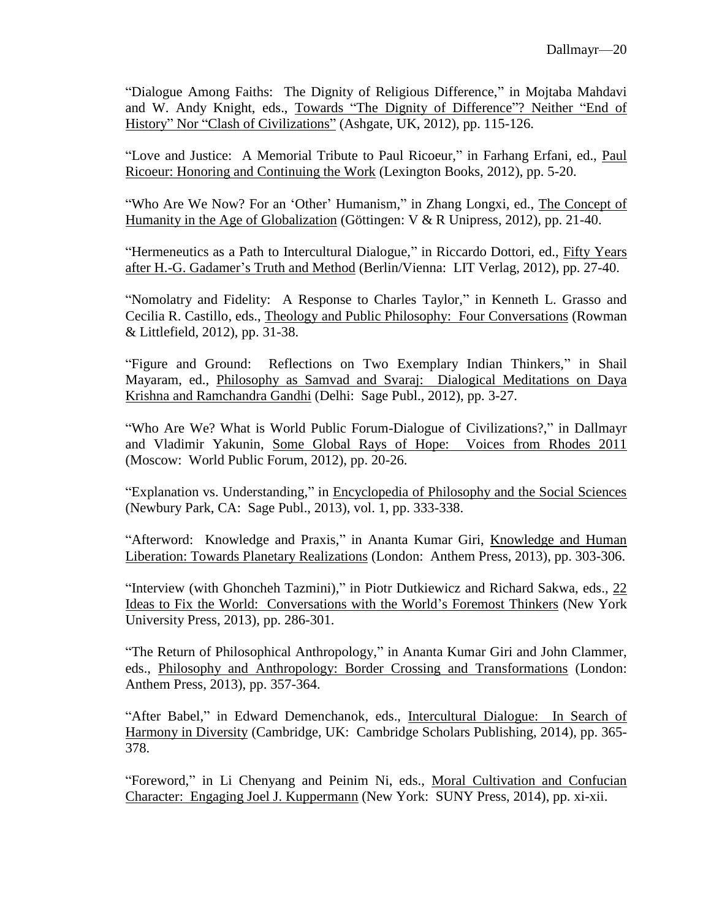"Dialogue Among Faiths: The Dignity of Religious Difference," in Mojtaba Mahdavi and W. Andy Knight, eds., Towards "The Dignity of Difference"? Neither "End of History" Nor "Clash of Civilizations" (Ashgate, UK, 2012), pp. 115-126.

"Love and Justice: A Memorial Tribute to Paul Ricoeur," in Farhang Erfani, ed., Paul Ricoeur: Honoring and Continuing the Work (Lexington Books, 2012), pp. 5-20.

"Who Are We Now? For an 'Other' Humanism," in Zhang Longxi, ed., The Concept of Humanity in the Age of Globalization (Göttingen: V & R Unipress, 2012), pp. 21-40.

"Hermeneutics as a Path to Intercultural Dialogue," in Riccardo Dottori, ed., Fifty Years after H.-G. Gadamer's Truth and Method (Berlin/Vienna: LIT Verlag, 2012), pp. 27-40.

"Nomolatry and Fidelity: A Response to Charles Taylor," in Kenneth L. Grasso and Cecilia R. Castillo, eds., Theology and Public Philosophy: Four Conversations (Rowman & Littlefield, 2012), pp. 31-38.

"Figure and Ground: Reflections on Two Exemplary Indian Thinkers," in Shail Mayaram, ed., Philosophy as Samvad and Svaraj: Dialogical Meditations on Daya Krishna and Ramchandra Gandhi (Delhi: Sage Publ., 2012), pp. 3-27.

"Who Are We? What is World Public Forum-Dialogue of Civilizations?," in Dallmayr and Vladimir Yakunin, Some Global Rays of Hope: Voices from Rhodes 2011 (Moscow: World Public Forum, 2012), pp. 20-26.

"Explanation vs. Understanding," in Encyclopedia of Philosophy and the Social Sciences (Newbury Park, CA: Sage Publ., 2013), vol. 1, pp. 333-338.

"Afterword: Knowledge and Praxis," in Ananta Kumar Giri, Knowledge and Human Liberation: Towards Planetary Realizations (London: Anthem Press, 2013), pp. 303-306.

"Interview (with Ghoncheh Tazmini)," in Piotr Dutkiewicz and Richard Sakwa, eds., 22 Ideas to Fix the World: Conversations with the World's Foremost Thinkers (New York University Press, 2013), pp. 286-301.

"The Return of Philosophical Anthropology," in Ananta Kumar Giri and John Clammer, eds., Philosophy and Anthropology: Border Crossing and Transformations (London: Anthem Press, 2013), pp. 357-364.

"After Babel," in Edward Demenchanok, eds., Intercultural Dialogue: In Search of Harmony in Diversity (Cambridge, UK: Cambridge Scholars Publishing, 2014), pp. 365-378.

"Foreword," in Li Chenyang and Peinim Ni, eds., Moral Cultivation and Confucian Character: Engaging Joel J. Kuppermann (New York: SUNY Press, 2014), pp. xi-xii.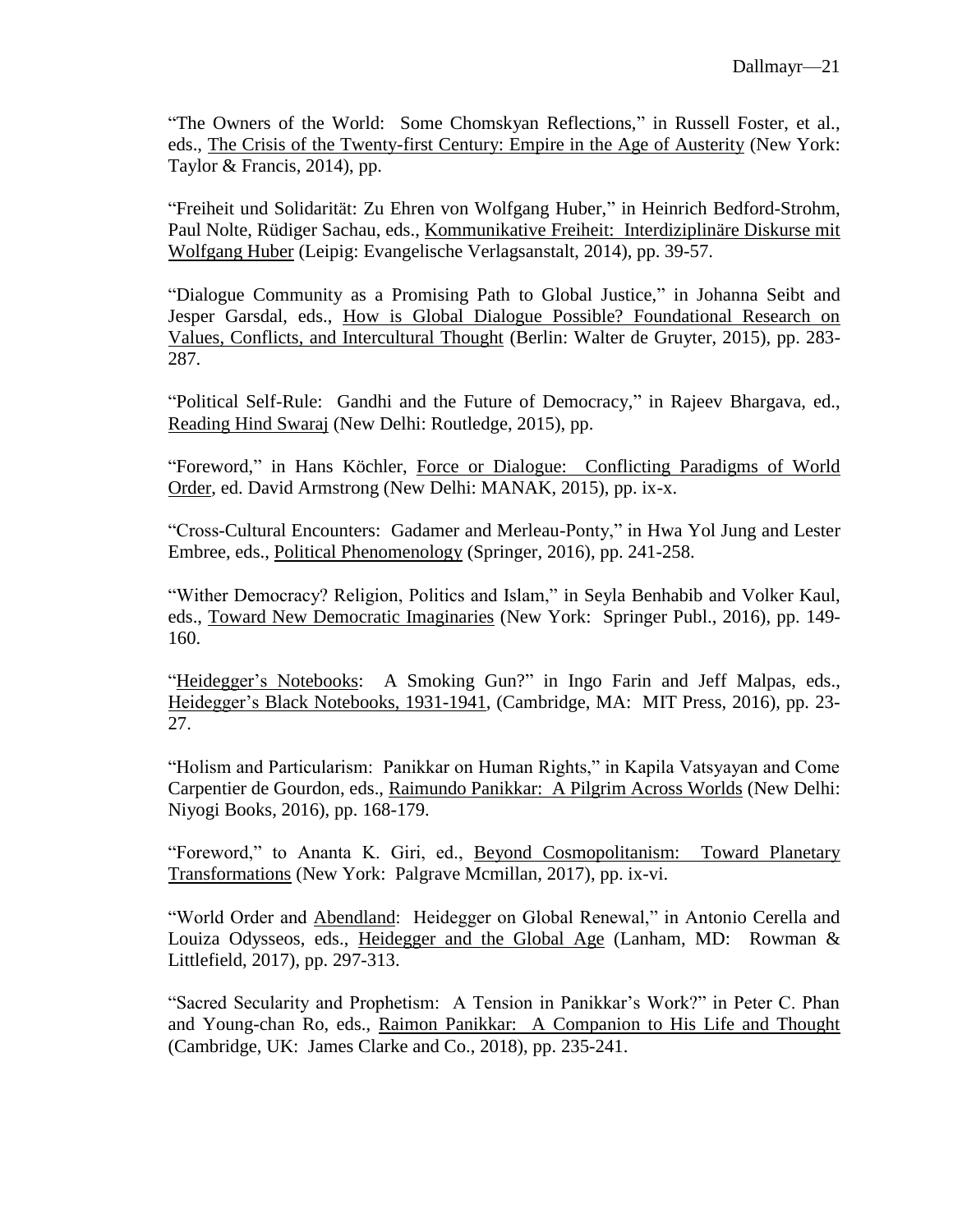"The Owners of the World: Some Chomskyan Reflections," in Russell Foster, et al., eds., The Crisis of the Twenty-first Century: Empire in the Age of Austerity (New York: Taylor & Francis, 2014), pp.

"Freiheit und Solidarität: Zu Ehren von Wolfgang Huber," in Heinrich Bedford-Strohm, Paul Nolte, Rüdiger Sachau, eds., Kommunikative Freiheit: Interdiziplinäre Diskurse mit Wolfgang Huber (Leipig: Evangelische Verlagsanstalt, 2014), pp. 39-57.

"Dialogue Community as a Promising Path to Global Justice," in Johanna Seibt and Jesper Garsdal, eds., How is Global Dialogue Possible? Foundational Research on Values, Conflicts, and Intercultural Thought (Berlin: Walter de Gruyter, 2015), pp. 283-287.

"Political Self-Rule: Gandhi and the Future of Democracy," in Rajeev Bhargava, ed., Reading Hind Swaraj (New Delhi: Routledge, 2015), pp.

"Foreword," in Hans Köchler, Force or Dialogue: Conflicting Paradigms of World Order, ed. David Armstrong (New Delhi: MANAK, 2015), pp. ix-x.

"Cross-Cultural Encounters: Gadamer and Merleau-Ponty," in Hwa Yol Jung and Lester Embree, eds., Political Phenomenology (Springer, 2016), pp. 241-258.

"Wither Democracy? Religion, Politics and Islam," in Seyla Benhabib and Volker Kaul, eds., Toward New Democratic Imaginaries (New York: Springer Publ., 2016), pp. 149-160.

"Heidegger's Notebooks: A Smoking Gun?" in Ingo Farin and Jeff Malpas, eds., Heidegger's Black Notebooks, 1931-1941, (Cambridge, MA: MIT Press, 2016), pp. 23-27.

"Holism and Particularism: Panikkar on Human Rights," in Kapila Vatsyayan and Come Carpentier de Gourdon, eds., Raimundo Panikkar: A Pilgrim Across Worlds (New Delhi: Niyogi Books, 2016), pp. 168-179.

"Foreword," to Ananta K. Giri, ed., Beyond Cosmopolitanism: Toward Planetary Transformations (New York: Palgrave Mcmillan, 2017), pp. ix-vi.

"World Order and Abendland: Heidegger on Global Renewal," in Antonio Cerella and Louiza Odysseos, eds., Heidegger and the Global Age (Lanham, MD: Rowman & Littlefield, 2017), pp. 297-313.

"Sacred Secularity and Prophetism: A Tension in Panikkar's Work?" in Peter C. Phan and Young-chan Ro, eds., Raimon Panikkar: A Companion to His Life and Thought (Cambridge, UK: James Clarke and Co., 2018), pp. 235-241.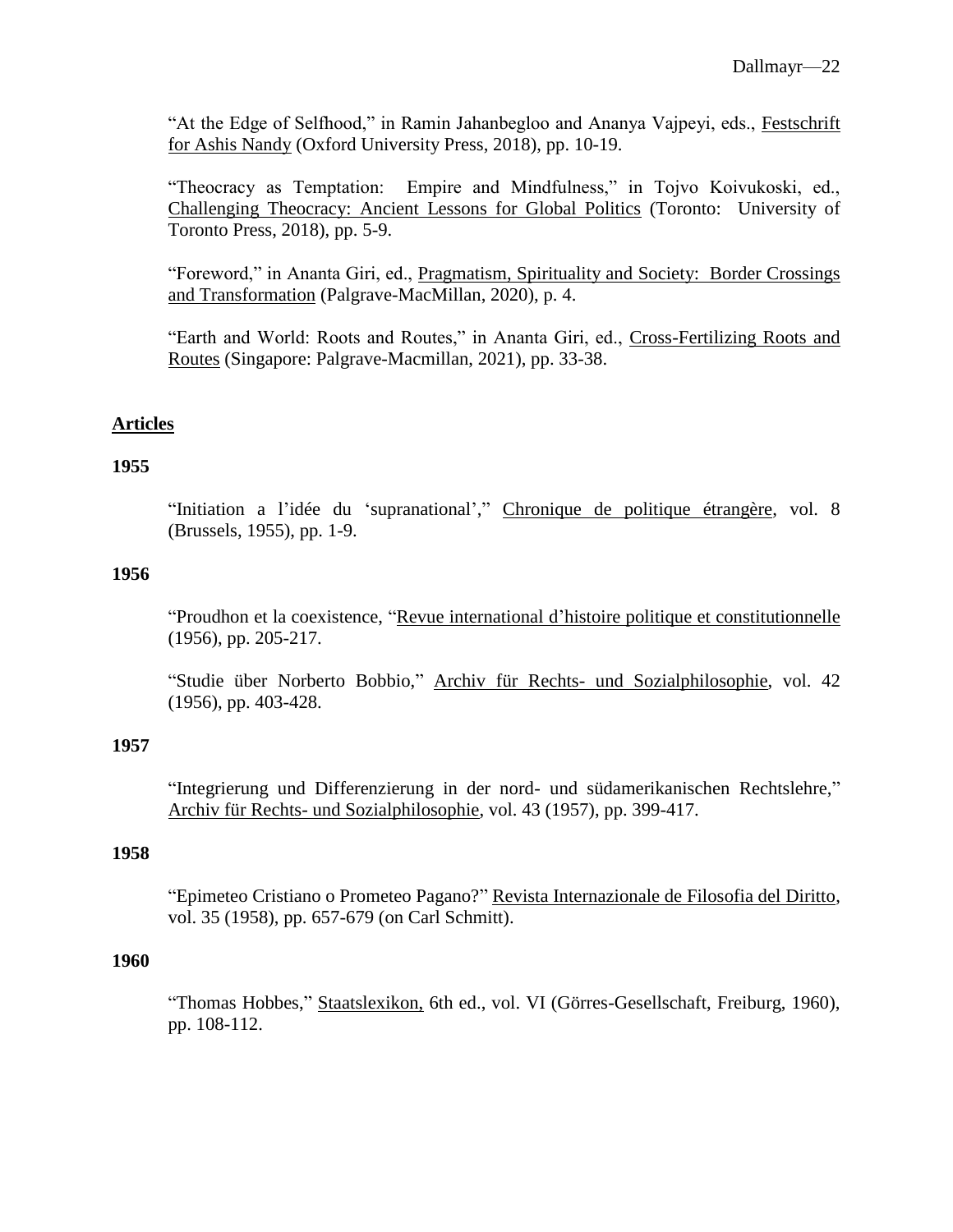"At the Edge of Selfhood," in Ramin Jahanbegloo and Ananya Vajpeyi, eds., <u>Festschrift for Ashis Nandy</u> (Oxford University Press, 2018), pp. 10-19.

"Theocracy as Temptation: Empire and Mindfulness," in Tojvo Koivukoski, ed., <u>Challenging Theocracy: Ancient Lessons for Global Politics</u> (Toronto: University of Toronto Press, 2018), pp. 5-9.

"Foreword," in Ananta Giri, ed., <u>Pragmatism, Spirituality and Society: Border Crossings and Transformation</u> (Palgrave-MacMillan, 2020), p. 4.

"Earth and World: Roots and Routes," in Ananta Giri, ed., <u>Cross-Fertilizing Roots and Routes</u> (Singapore: Palgrave-Macmillan, 2021), pp. 33-38.

## Articles

### 1955

"Initiation a l'idée du 'supranational'," <u>Chronique de politique étrangère</u>, vol. 8 (Brussels, 1955), pp. 1-9.

### 1956

"Proudhon et la coexistence, "<u>Revue international d'histoire politique et constitutionnelle</u> (1956), pp. 205-217.

"Studie über Norberto Bobbio," <u>Archiv für Rechts- und Sozialphilosophie</u>, vol. 42 (1956), pp. 403-428.

### 1957

"Integrierung und Differenzierung in der nord- und südamerikanischen Rechtslehre," <u>Archiv für Rechts- und Sozialphilosophie</u>, vol. 43 (1957), pp. 399-417.

### 1958

"Epimeteo Cristiano o Prometeo Pagano?" <u>Revista Internazionale de Filosofia del Diritto</u>, vol. 35 (1958), pp. 657-679 (on Carl Schmitt).

### 1960

"Thomas Hobbes," <u>Staatslexikon,</u> 6th ed., vol. VI (Görres-Gesellschaft, Freiburg, 1960), pp. 108-112.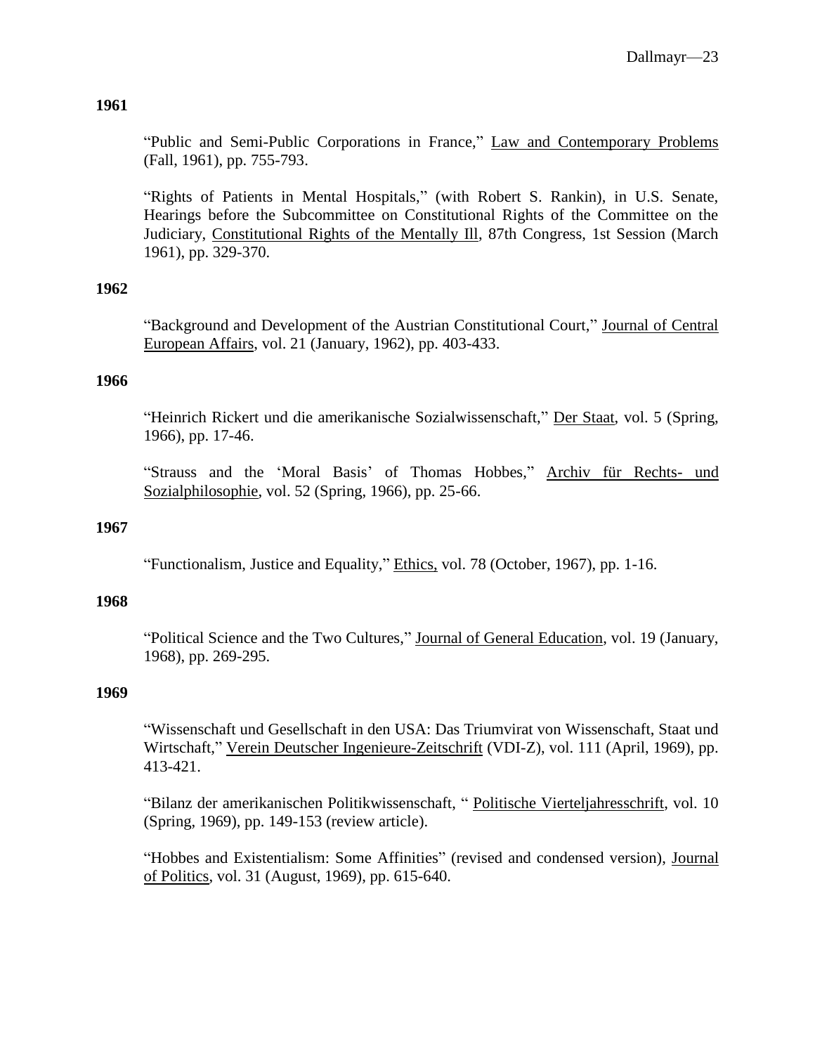**1961**

"Public and Semi-Public Corporations in France," Law and Contemporary Problems (Fall, 1961), pp. 755-793.

"Rights of Patients in Mental Hospitals," (with Robert S. Rankin), in U.S. Senate, Hearings before the Subcommittee on Constitutional Rights of the Committee on the Judiciary, Constitutional Rights of the Mentally Ill, 87th Congress, 1st Session (March 1961), pp. 329-370.

**1962**

"Background and Development of the Austrian Constitutional Court," Journal of Central European Affairs, vol. 21 (January, 1962), pp. 403-433.

**1966**

"Heinrich Rickert und die amerikanische Sozialwissenschaft," Der Staat, vol. 5 (Spring, 1966), pp. 17-46.

"Strauss and the 'Moral Basis' of Thomas Hobbes," Archiv für Rechts- und Sozialphilosophie, vol. 52 (Spring, 1966), pp. 25-66.

**1967**

"Functionalism, Justice and Equality," Ethics, vol. 78 (October, 1967), pp. 1-16.

**1968**

"Political Science and the Two Cultures," Journal of General Education, vol. 19 (January, 1968), pp. 269-295.

**1969**

"Wissenschaft und Gesellschaft in den USA: Das Triumvirat von Wissenschaft, Staat und Wirtschaft," Verein Deutscher Ingenieure-Zeitschrift (VDI-Z), vol. 111 (April, 1969), pp. 413-421.

"Bilanz der amerikanischen Politikwissenschaft, " Politische Vierteljahresschrift, vol. 10 (Spring, 1969), pp. 149-153 (review article).

"Hobbes and Existentialism: Some Affinities" (revised and condensed version), Journal of Politics, vol. 31 (August, 1969), pp. 615-640.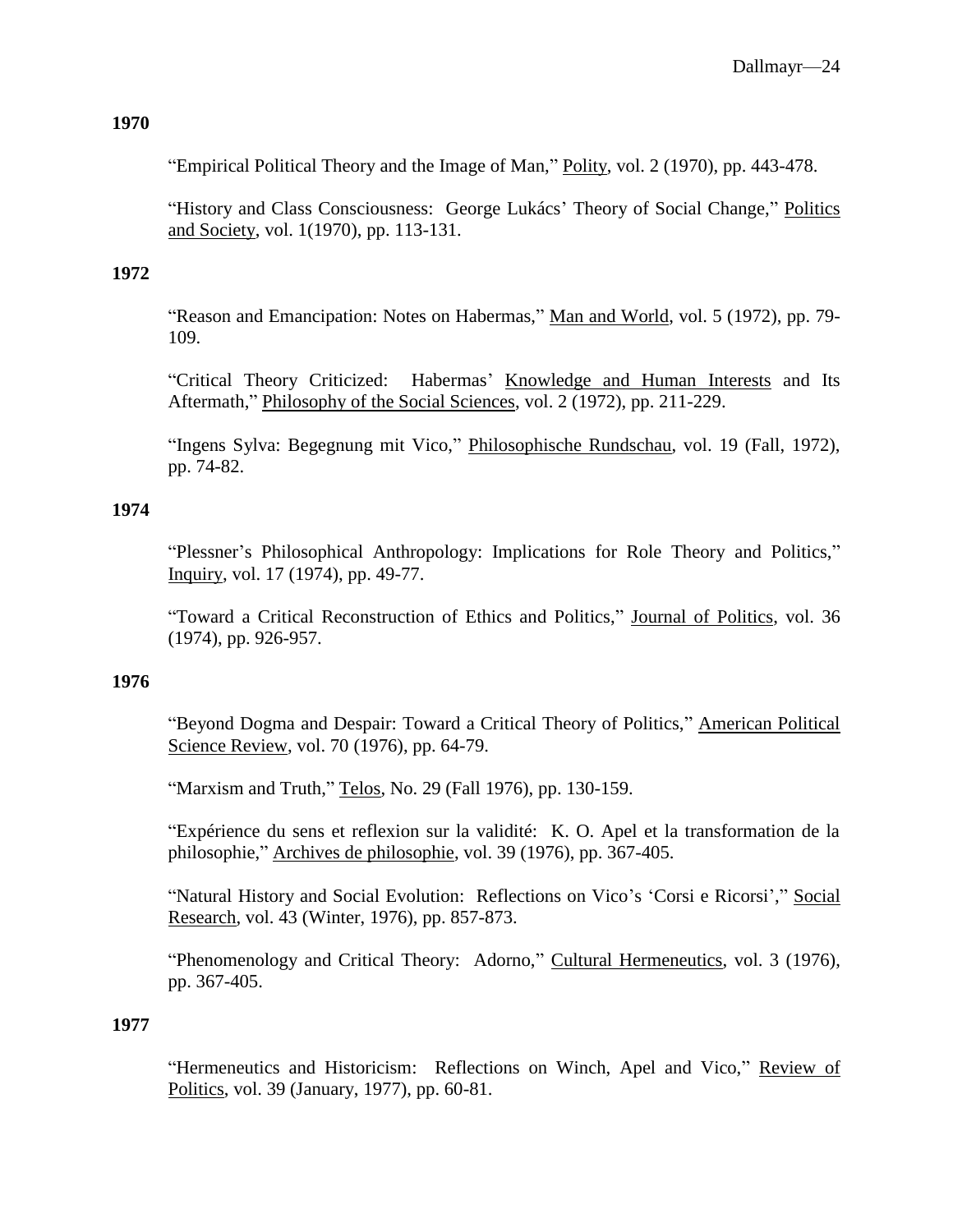**1970**

"Empirical Political Theory and the Image of Man," Polity, vol. 2 (1970), pp. 443-478.

"History and Class Consciousness: George Lukács' Theory of Social Change," Politics and Society, vol. 1(1970), pp. 113-131.

**1972**

"Reason and Emancipation: Notes on Habermas," Man and World, vol. 5 (1972), pp. 79-109.

"Critical Theory Criticized: Habermas' Knowledge and Human Interests and Its Aftermath," Philosophy of the Social Sciences, vol. 2 (1972), pp. 211-229.

"Ingens Sylva: Begegnung mit Vico," Philosophische Rundschau, vol. 19 (Fall, 1972), pp. 74-82.

**1974**

"Plessner's Philosophical Anthropology: Implications for Role Theory and Politics," Inquiry, vol. 17 (1974), pp. 49-77.

"Toward a Critical Reconstruction of Ethics and Politics," Journal of Politics, vol. 36 (1974), pp. 926-957.

**1976**

"Beyond Dogma and Despair: Toward a Critical Theory of Politics," American Political Science Review, vol. 70 (1976), pp. 64-79.

"Marxism and Truth," Telos, No. 29 (Fall 1976), pp. 130-159.

"Expérience du sens et reflexion sur la validité: K. O. Apel et la transformation de la philosophie," Archives de philosophie, vol. 39 (1976), pp. 367-405.

"Natural History and Social Evolution: Reflections on Vico's 'Corsi e Ricorsi'," Social Research, vol. 43 (Winter, 1976), pp. 857-873.

"Phenomenology and Critical Theory: Adorno," Cultural Hermeneutics, vol. 3 (1976), pp. 367-405.

**1977**

"Hermeneutics and Historicism: Reflections on Winch, Apel and Vico," Review of Politics, vol. 39 (January, 1977), pp. 60-81.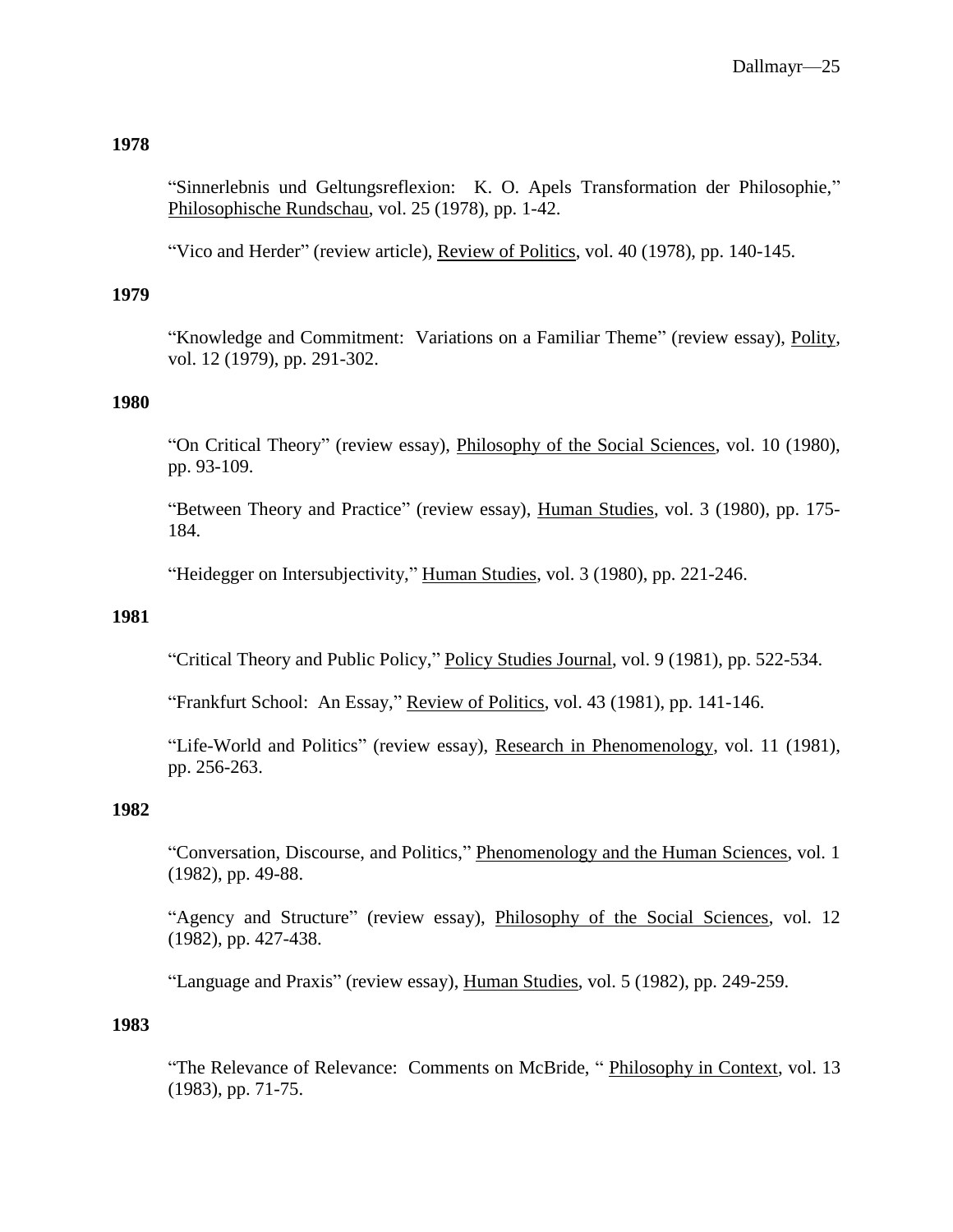**1978**

"Sinnerlebnis und Geltungsreflexion: K. O. Apels Transformation der Philosophie," Philosophische Rundschau, vol. 25 (1978), pp. 1-42.

"Vico and Herder" (review article), Review of Politics, vol. 40 (1978), pp. 140-145.

**1979**

"Knowledge and Commitment: Variations on a Familiar Theme" (review essay), Polity, vol. 12 (1979), pp. 291-302.

**1980**

"On Critical Theory" (review essay), Philosophy of the Social Sciences, vol. 10 (1980), pp. 93-109.

"Between Theory and Practice" (review essay), Human Studies, vol. 3 (1980), pp. 175-184.

"Heidegger on Intersubjectivity," Human Studies, vol. 3 (1980), pp. 221-246.

**1981**

"Critical Theory and Public Policy," Policy Studies Journal, vol. 9 (1981), pp. 522-534.

"Frankfurt School: An Essay," Review of Politics, vol. 43 (1981), pp. 141-146.

"Life-World and Politics" (review essay), Research in Phenomenology, vol. 11 (1981), pp. 256-263.

**1982**

"Conversation, Discourse, and Politics," Phenomenology and the Human Sciences, vol. 1 (1982), pp. 49-88.

"Agency and Structure" (review essay), Philosophy of the Social Sciences, vol. 12 (1982), pp. 427-438.

"Language and Praxis" (review essay), Human Studies, vol. 5 (1982), pp. 249-259.

**1983**

"The Relevance of Relevance: Comments on McBride, " Philosophy in Context, vol. 13 (1983), pp. 71-75.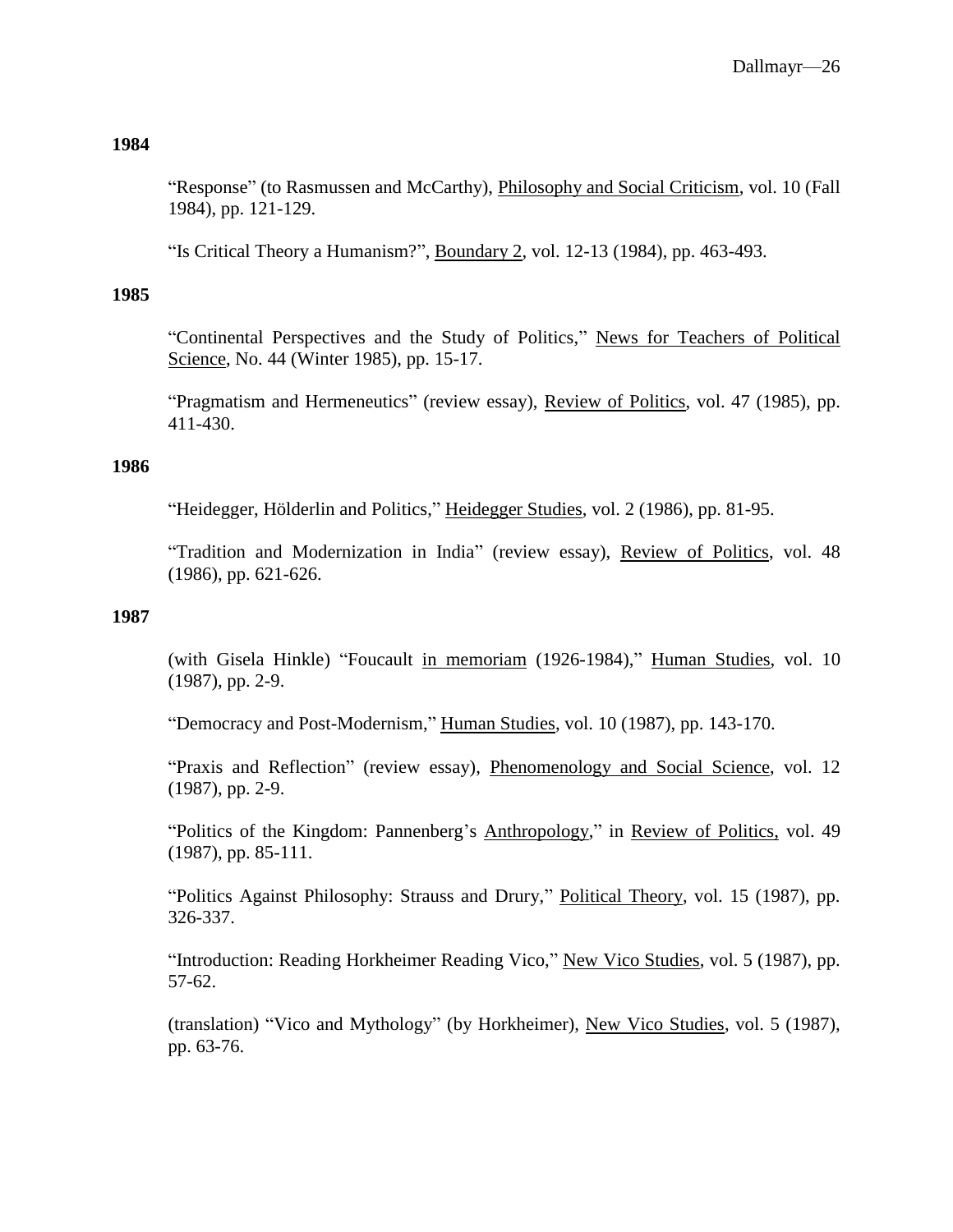**1984**

"Response" (to Rasmussen and McCarthy), Philosophy and Social Criticism, vol. 10 (Fall 1984), pp. 121-129.

"Is Critical Theory a Humanism?", Boundary 2, vol. 12-13 (1984), pp. 463-493.

**1985**

"Continental Perspectives and the Study of Politics," News for Teachers of Political Science, No. 44 (Winter 1985), pp. 15-17.

"Pragmatism and Hermeneutics" (review essay), Review of Politics, vol. 47 (1985), pp. 411-430.

**1986**

"Heidegger, Hölderlin and Politics," Heidegger Studies, vol. 2 (1986), pp. 81-95.

"Tradition and Modernization in India" (review essay), Review of Politics, vol. 48 (1986), pp. 621-626.

**1987**

(with Gisela Hinkle) "Foucault in memoriam (1926-1984)," Human Studies, vol. 10 (1987), pp. 2-9.

"Democracy and Post-Modernism," Human Studies, vol. 10 (1987), pp. 143-170.

"Praxis and Reflection" (review essay), Phenomenology and Social Science, vol. 12 (1987), pp. 2-9.

"Politics of the Kingdom: Pannenberg's Anthropology," in Review of Politics, vol. 49 (1987), pp. 85-111.

"Politics Against Philosophy: Strauss and Drury," Political Theory, vol. 15 (1987), pp. 326-337.

"Introduction: Reading Horkheimer Reading Vico," New Vico Studies, vol. 5 (1987), pp. 57-62.

(translation) "Vico and Mythology" (by Horkheimer), New Vico Studies, vol. 5 (1987), pp. 63-76.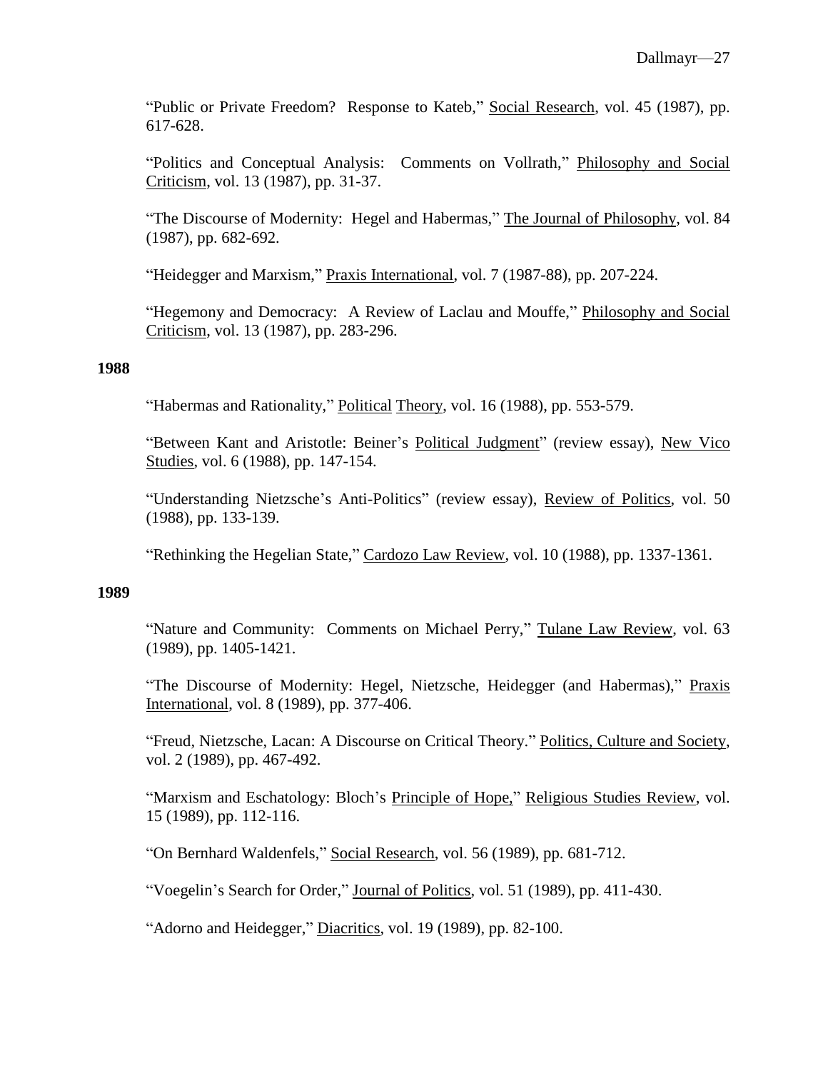"Public or Private Freedom? Response to Kateb," Social Research, vol. 45 (1987), pp. 617-628.

"Politics and Conceptual Analysis: Comments on Vollrath," Philosophy and Social Criticism, vol. 13 (1987), pp. 31-37.

"The Discourse of Modernity: Hegel and Habermas," The Journal of Philosophy, vol. 84 (1987), pp. 682-692.

"Heidegger and Marxism," Praxis International, vol. 7 (1987-88), pp. 207-224.

"Hegemony and Democracy: A Review of Laclau and Mouffe," Philosophy and Social Criticism, vol. 13 (1987), pp. 283-296.

**1988**

"Habermas and Rationality," Political Theory, vol. 16 (1988), pp. 553-579.

"Between Kant and Aristotle: Beiner's Political Judgment" (review essay), New Vico Studies, vol. 6 (1988), pp. 147-154.

"Understanding Nietzsche's Anti-Politics" (review essay), Review of Politics, vol. 50 (1988), pp. 133-139.

"Rethinking the Hegelian State," Cardozo Law Review, vol. 10 (1988), pp. 1337-1361.

**1989**

"Nature and Community: Comments on Michael Perry," Tulane Law Review, vol. 63 (1989), pp. 1405-1421.

"The Discourse of Modernity: Hegel, Nietzsche, Heidegger (and Habermas)," Praxis International, vol. 8 (1989), pp. 377-406.

"Freud, Nietzsche, Lacan: A Discourse on Critical Theory." Politics, Culture and Society, vol. 2 (1989), pp. 467-492.

"Marxism and Eschatology: Bloch's Principle of Hope," Religious Studies Review, vol. 15 (1989), pp. 112-116.

"On Bernhard Waldenfels," Social Research, vol. 56 (1989), pp. 681-712.

"Voegelin's Search for Order," Journal of Politics, vol. 51 (1989), pp. 411-430.

"Adorno and Heidegger," Diacritics, vol. 19 (1989), pp. 82-100.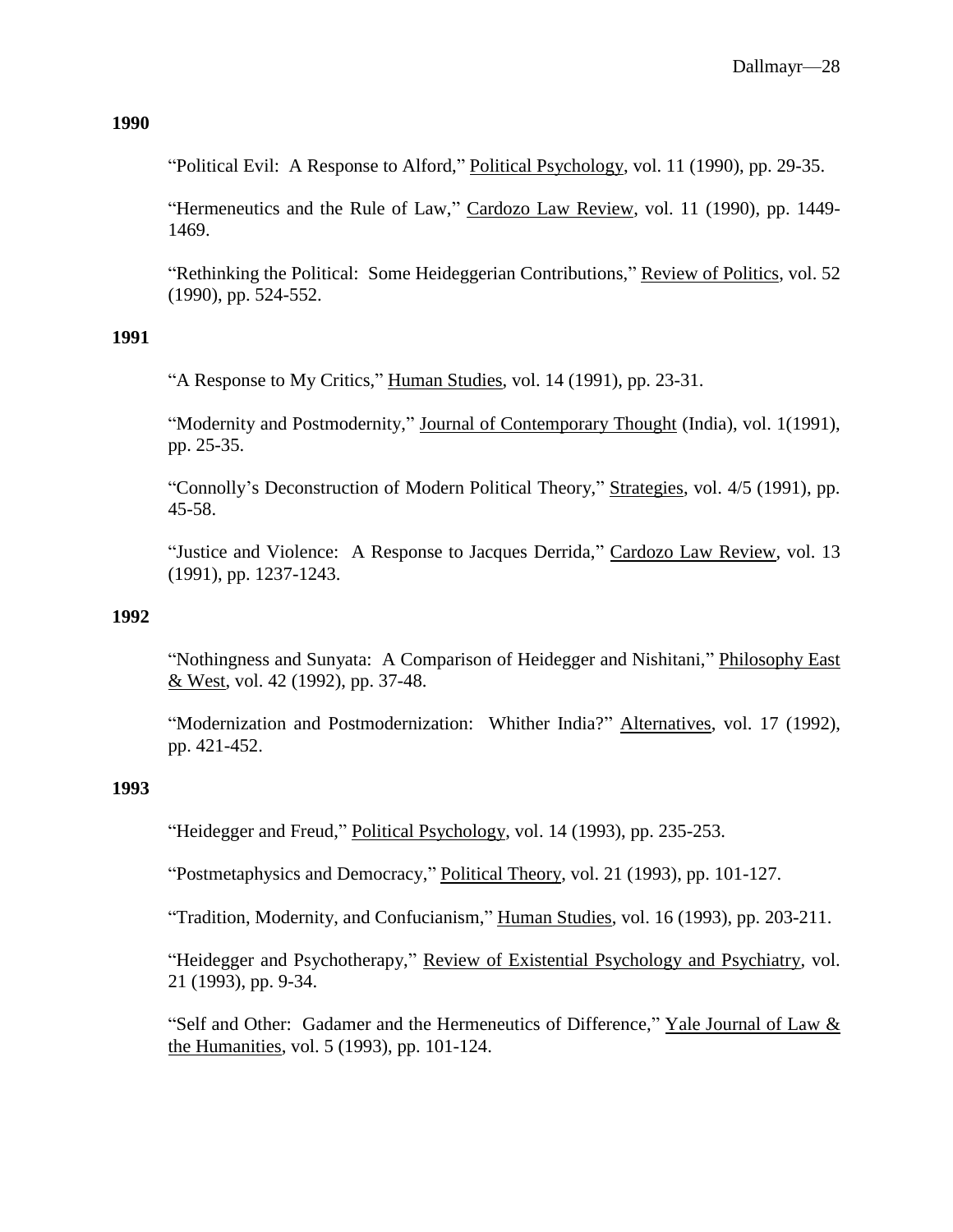**1990**

"Political Evil: A Response to Alford," Political Psychology, vol. 11 (1990), pp. 29-35.

"Hermeneutics and the Rule of Law," Cardozo Law Review, vol. 11 (1990), pp. 1449-1469.

"Rethinking the Political: Some Heideggerian Contributions," Review of Politics, vol. 52 (1990), pp. 524-552.

**1991**

"A Response to My Critics," Human Studies, vol. 14 (1991), pp. 23-31.

"Modernity and Postmodernity," Journal of Contemporary Thought (India), vol. 1(1991), pp. 25-35.

"Connolly's Deconstruction of Modern Political Theory," Strategies, vol. 4/5 (1991), pp. 45-58.

"Justice and Violence: A Response to Jacques Derrida," Cardozo Law Review, vol. 13 (1991), pp. 1237-1243.

**1992**

"Nothingness and Sunyata: A Comparison of Heidegger and Nishitani," Philosophy East & West, vol. 42 (1992), pp. 37-48.

"Modernization and Postmodernization: Whither India?" Alternatives, vol. 17 (1992), pp. 421-452.

**1993**

"Heidegger and Freud," Political Psychology, vol. 14 (1993), pp. 235-253.

"Postmetaphysics and Democracy," Political Theory, vol. 21 (1993), pp. 101-127.

"Tradition, Modernity, and Confucianism," Human Studies, vol. 16 (1993), pp. 203-211.

"Heidegger and Psychotherapy," Review of Existential Psychology and Psychiatry, vol. 21 (1993), pp. 9-34.

"Self and Other: Gadamer and the Hermeneutics of Difference," Yale Journal of Law & the Humanities, vol. 5 (1993), pp. 101-124.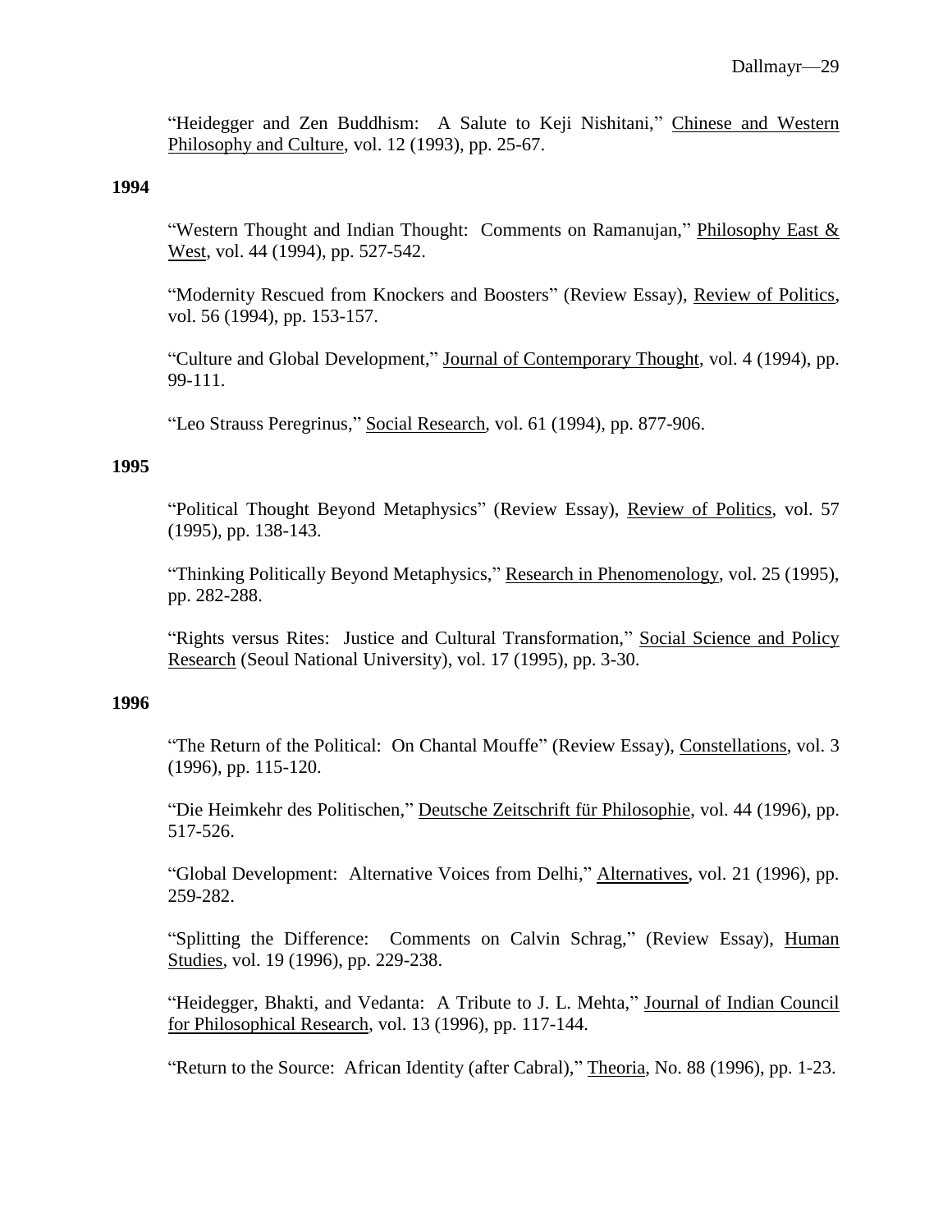"Heidegger and Zen Buddhism: A Salute to Keji Nishitani," Chinese and Western Philosophy and Culture, vol. 12 (1993), pp. 25-67.

**1994**

"Western Thought and Indian Thought: Comments on Ramanujan," Philosophy East & West, vol. 44 (1994), pp. 527-542.

"Modernity Rescued from Knockers and Boosters" (Review Essay), Review of Politics, vol. 56 (1994), pp. 153-157.

"Culture and Global Development," Journal of Contemporary Thought, vol. 4 (1994), pp. 99-111.

"Leo Strauss Peregrinus," Social Research, vol. 61 (1994), pp. 877-906.

**1995**

"Political Thought Beyond Metaphysics" (Review Essay), Review of Politics, vol. 57 (1995), pp. 138-143.

"Thinking Politically Beyond Metaphysics," Research in Phenomenology, vol. 25 (1995), pp. 282-288.

"Rights versus Rites: Justice and Cultural Transformation," Social Science and Policy Research (Seoul National University), vol. 17 (1995), pp. 3-30.

**1996**

"The Return of the Political: On Chantal Mouffe" (Review Essay), Constellations, vol. 3 (1996), pp. 115-120.

"Die Heimkehr des Politischen," Deutsche Zeitschrift für Philosophie, vol. 44 (1996), pp. 517-526.

"Global Development: Alternative Voices from Delhi," Alternatives, vol. 21 (1996), pp. 259-282.

"Splitting the Difference: Comments on Calvin Schrag," (Review Essay), Human Studies, vol. 19 (1996), pp. 229-238.

"Heidegger, Bhakti, and Vedanta: A Tribute to J. L. Mehta," Journal of Indian Council for Philosophical Research, vol. 13 (1996), pp. 117-144.

"Return to the Source: African Identity (after Cabral)," Theoria, No. 88 (1996), pp. 1-23.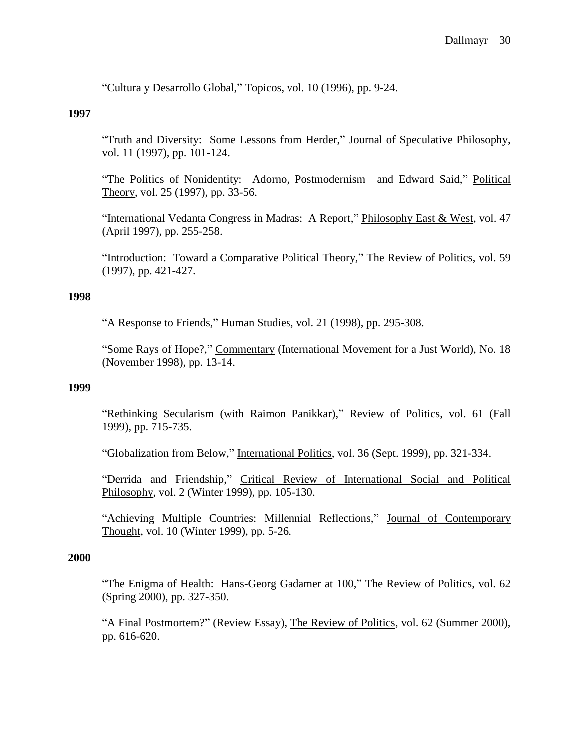"Cultura y Desarrollo Global," Topicos, vol. 10 (1996), pp. 9-24.

**1997**

"Truth and Diversity: Some Lessons from Herder," Journal of Speculative Philosophy, vol. 11 (1997), pp. 101-124.

"The Politics of Nonidentity: Adorno, Postmodernism—and Edward Said," Political Theory, vol. 25 (1997), pp. 33-56.

"International Vedanta Congress in Madras: A Report," Philosophy East & West, vol. 47 (April 1997), pp. 255-258.

"Introduction: Toward a Comparative Political Theory," The Review of Politics, vol. 59 (1997), pp. 421-427.

**1998**

"A Response to Friends," Human Studies, vol. 21 (1998), pp. 295-308.

"Some Rays of Hope?," Commentary (International Movement for a Just World), No. 18 (November 1998), pp. 13-14.

**1999**

"Rethinking Secularism (with Raimon Panikkar)," Review of Politics, vol. 61 (Fall 1999), pp. 715-735.

"Globalization from Below," International Politics, vol. 36 (Sept. 1999), pp. 321-334.

"Derrida and Friendship," Critical Review of International Social and Political Philosophy, vol. 2 (Winter 1999), pp. 105-130.

"Achieving Multiple Countries: Millennial Reflections," Journal of Contemporary Thought, vol. 10 (Winter 1999), pp. 5-26.

**2000**

"The Enigma of Health: Hans-Georg Gadamer at 100," The Review of Politics, vol. 62 (Spring 2000), pp. 327-350.

"A Final Postmortem?" (Review Essay), The Review of Politics, vol. 62 (Summer 2000), pp. 616-620.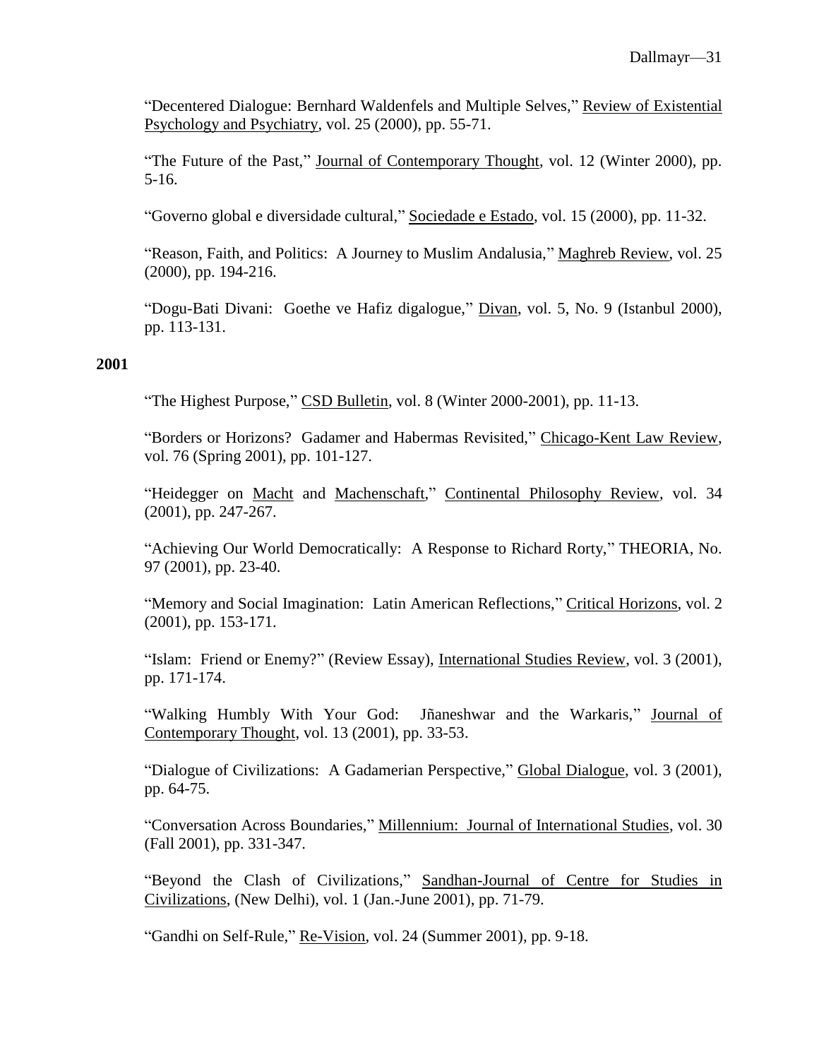"Decentered Dialogue: Bernhard Waldenfels and Multiple Selves," Review of Existential Psychology and Psychiatry, vol. 25 (2000), pp. 55-71.

"The Future of the Past," Journal of Contemporary Thought, vol. 12 (Winter 2000), pp. 5-16.

"Governo global e diversidade cultural," Sociedade e Estado, vol. 15 (2000), pp. 11-32.

"Reason, Faith, and Politics: A Journey to Muslim Andalusia," Maghreb Review, vol. 25 (2000), pp. 194-216.

"Dogu-Bati Divani: Goethe ve Hafiz digalogue," Divan, vol. 5, No. 9 (Istanbul 2000), pp. 113-131.

**2001**

"The Highest Purpose," CSD Bulletin, vol. 8 (Winter 2000-2001), pp. 11-13.

"Borders or Horizons? Gadamer and Habermas Revisited," Chicago-Kent Law Review, vol. 76 (Spring 2001), pp. 101-127.

"Heidegger on Macht and Machenschaft," Continental Philosophy Review, vol. 34 (2001), pp. 247-267.

"Achieving Our World Democratically: A Response to Richard Rorty," THEORIA, No. 97 (2001), pp. 23-40.

"Memory and Social Imagination: Latin American Reflections," Critical Horizons, vol. 2 (2001), pp. 153-171.

"Islam: Friend or Enemy?" (Review Essay), International Studies Review, vol. 3 (2001), pp. 171-174.

"Walking Humbly With Your God: Jñaneshwar and the Warkaris," Journal of Contemporary Thought, vol. 13 (2001), pp. 33-53.

"Dialogue of Civilizations: A Gadamerian Perspective," Global Dialogue, vol. 3 (2001), pp. 64-75.

"Conversation Across Boundaries," Millennium: Journal of International Studies, vol. 30 (Fall 2001), pp. 331-347.

"Beyond the Clash of Civilizations," Sandhan-Journal of Centre for Studies in Civilizations, (New Delhi), vol. 1 (Jan.-June 2001), pp. 71-79.

"Gandhi on Self-Rule," Re-Vision, vol. 24 (Summer 2001), pp. 9-18.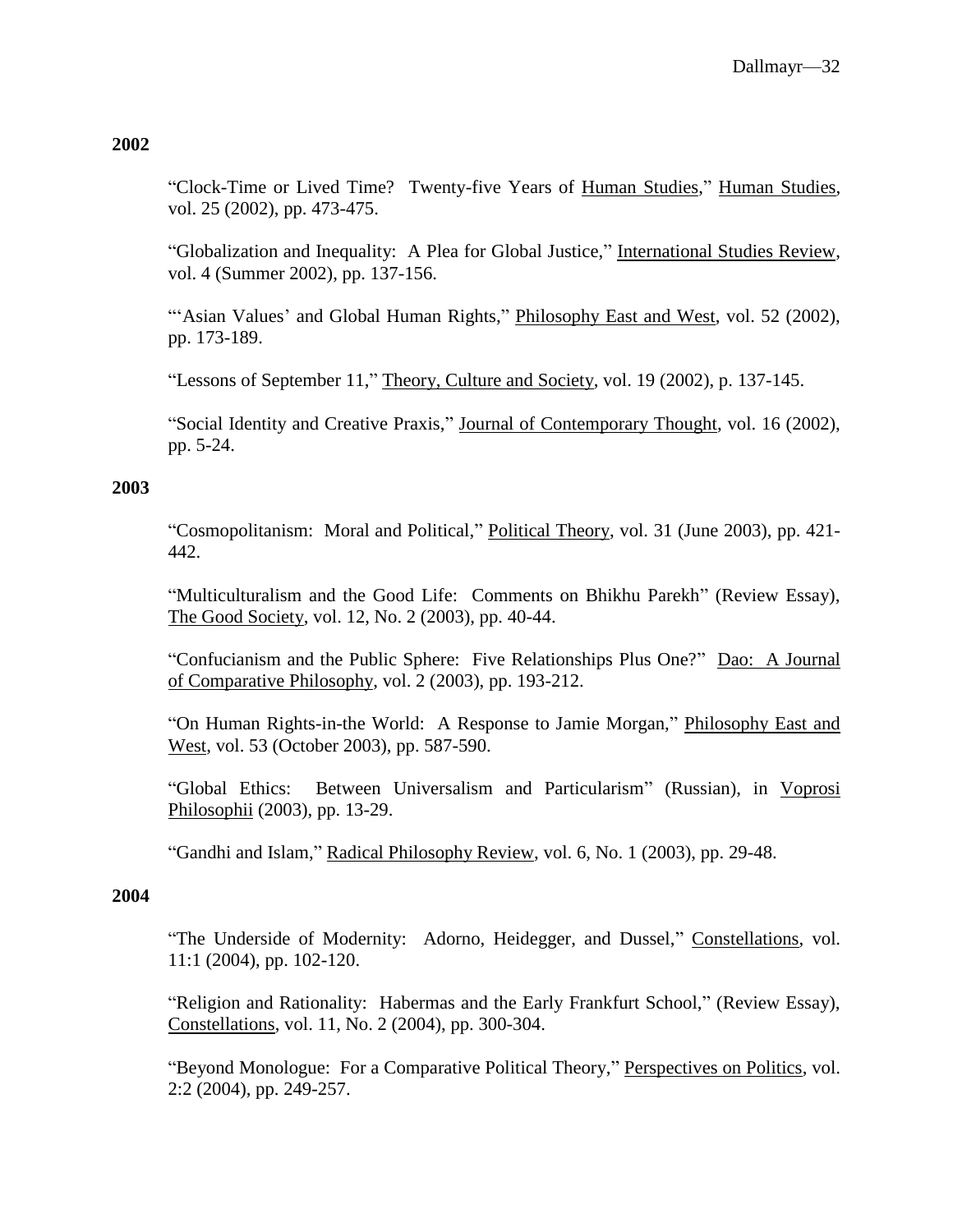**2002**

"Clock-Time or Lived Time? Twenty-five Years of Human Studies," Human Studies, vol. 25 (2002), pp. 473-475.

"Globalization and Inequality: A Plea for Global Justice," International Studies Review, vol. 4 (Summer 2002), pp. 137-156.

"'Asian Values' and Global Human Rights," Philosophy East and West, vol. 52 (2002), pp. 173-189.

"Lessons of September 11," Theory, Culture and Society, vol. 19 (2002), p. 137-145.

"Social Identity and Creative Praxis," Journal of Contemporary Thought, vol. 16 (2002), pp. 5-24.

**2003**

"Cosmopolitanism: Moral and Political," Political Theory, vol. 31 (June 2003), pp. 421-442.

"Multiculturalism and the Good Life: Comments on Bhikhu Parekh" (Review Essay), The Good Society, vol. 12, No. 2 (2003), pp. 40-44.

"Confucianism and the Public Sphere: Five Relationships Plus One?" Dao: A Journal of Comparative Philosophy, vol. 2 (2003), pp. 193-212.

"On Human Rights-in-the World: A Response to Jamie Morgan," Philosophy East and West, vol. 53 (October 2003), pp. 587-590.

"Global Ethics: Between Universalism and Particularism" (Russian), in Voprosi Philosophii (2003), pp. 13-29.

"Gandhi and Islam," Radical Philosophy Review, vol. 6, No. 1 (2003), pp. 29-48.

**2004**

"The Underside of Modernity: Adorno, Heidegger, and Dussel," Constellations, vol. 11:1 (2004), pp. 102-120.

"Religion and Rationality: Habermas and the Early Frankfurt School," (Review Essay), Constellations, vol. 11, No. 2 (2004), pp. 300-304.

"Beyond Monologue: For a Comparative Political Theory," Perspectives on Politics, vol. 2:2 (2004), pp. 249-257.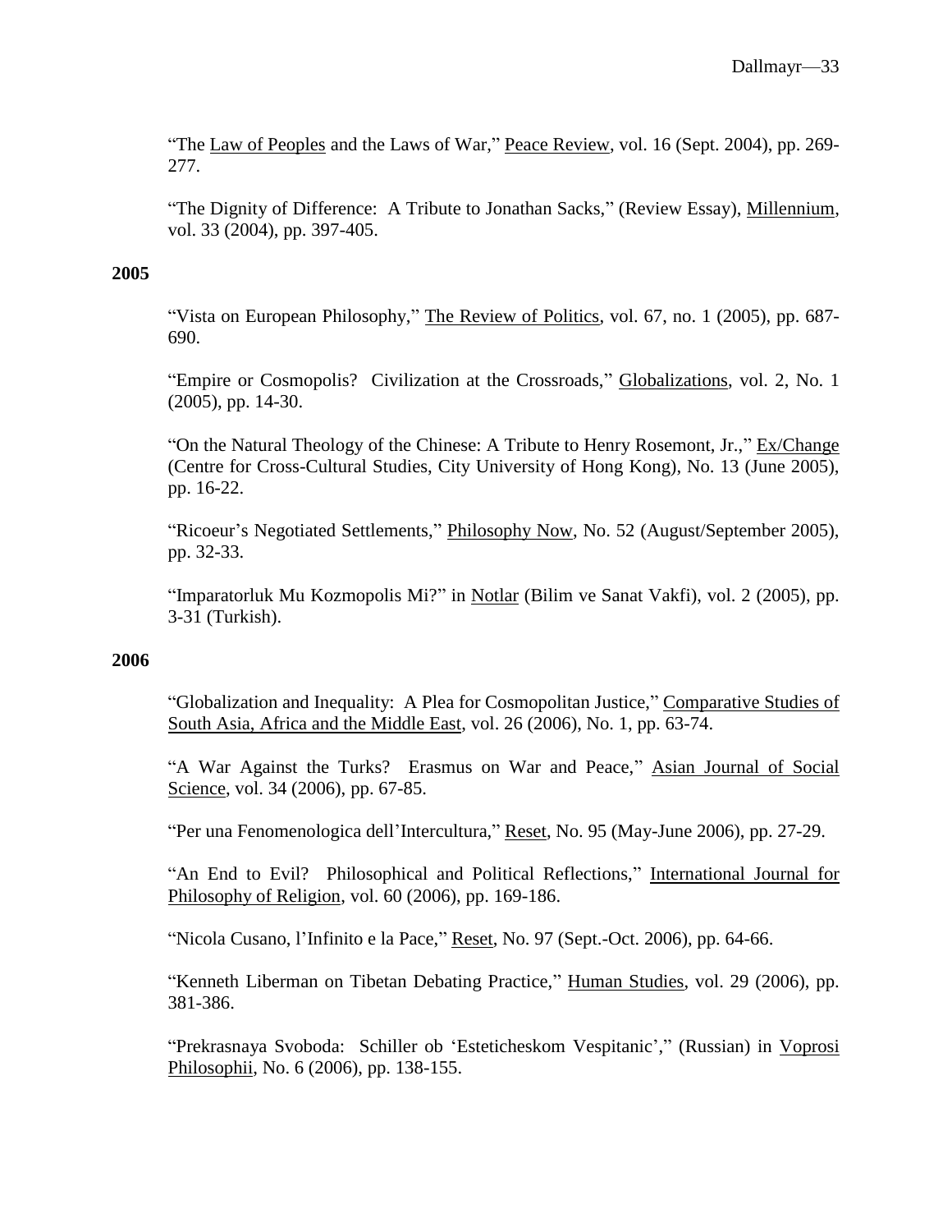"The Law of Peoples and the Laws of War," Peace Review, vol. 16 (Sept. 2004), pp. 269-277.

"The Dignity of Difference: A Tribute to Jonathan Sacks," (Review Essay), Millennium, vol. 33 (2004), pp. 397-405.

**2005**

"Vista on European Philosophy," The Review of Politics, vol. 67, no. 1 (2005), pp. 687-690.

"Empire or Cosmopolis? Civilization at the Crossroads," Globalizations, vol. 2, No. 1 (2005), pp. 14-30.

"On the Natural Theology of the Chinese: A Tribute to Henry Rosemont, Jr.," Ex/Change (Centre for Cross-Cultural Studies, City University of Hong Kong), No. 13 (June 2005), pp. 16-22.

"Ricoeur's Negotiated Settlements," Philosophy Now, No. 52 (August/September 2005), pp. 32-33.

"Imparatorluk Mu Kozmopolis Mi?" in Notlar (Bilim ve Sanat Vakfi), vol. 2 (2005), pp. 3-31 (Turkish).

**2006**

"Globalization and Inequality: A Plea for Cosmopolitan Justice," Comparative Studies of South Asia, Africa and the Middle East, vol. 26 (2006), No. 1, pp. 63-74.

"A War Against the Turks? Erasmus on War and Peace," Asian Journal of Social Science, vol. 34 (2006), pp. 67-85.

"Per una Fenomenologica dell'Intercultura," Reset, No. 95 (May-June 2006), pp. 27-29.

"An End to Evil? Philosophical and Political Reflections," International Journal for Philosophy of Religion, vol. 60 (2006), pp. 169-186.

"Nicola Cusano, l'Infinito e la Pace," Reset, No. 97 (Sept.-Oct. 2006), pp. 64-66.

"Kenneth Liberman on Tibetan Debating Practice," Human Studies, vol. 29 (2006), pp. 381-386.

"Prekrasnaya Svoboda: Schiller ob 'Esteticheskom Vespitanic'," (Russian) in Voprosi Philosophii, No. 6 (2006), pp. 138-155.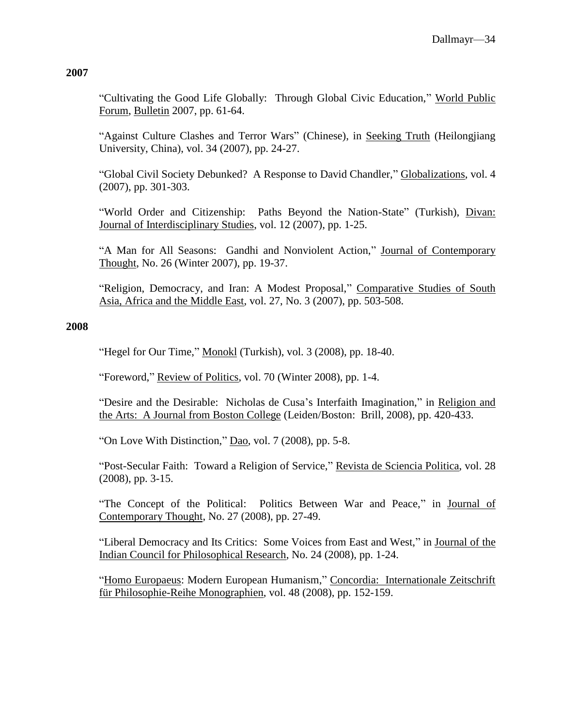**2007**

"Cultivating the Good Life Globally: Through Global Civic Education," World Public Forum, Bulletin 2007, pp. 61-64.

"Against Culture Clashes and Terror Wars" (Chinese), in Seeking Truth (Heilongjiang University, China), vol. 34 (2007), pp. 24-27.

"Global Civil Society Debunked? A Response to David Chandler," Globalizations, vol. 4 (2007), pp. 301-303.

"World Order and Citizenship: Paths Beyond the Nation-State" (Turkish), Divan: Journal of Interdisciplinary Studies, vol. 12 (2007), pp. 1-25.

"A Man for All Seasons: Gandhi and Nonviolent Action," Journal of Contemporary Thought, No. 26 (Winter 2007), pp. 19-37.

"Religion, Democracy, and Iran: A Modest Proposal," Comparative Studies of South Asia, Africa and the Middle East, vol. 27, No. 3 (2007), pp. 503-508.

**2008**

"Hegel for Our Time," Monokl (Turkish), vol. 3 (2008), pp. 18-40.

"Foreword," Review of Politics, vol. 70 (Winter 2008), pp. 1-4.

"Desire and the Desirable: Nicholas de Cusa's Interfaith Imagination," in Religion and the Arts: A Journal from Boston College (Leiden/Boston: Brill, 2008), pp. 420-433.

"On Love With Distinction," Dao, vol. 7 (2008), pp. 5-8.

"Post-Secular Faith: Toward a Religion of Service," Revista de Sciencia Politica, vol. 28 (2008), pp. 3-15.

"The Concept of the Political: Politics Between War and Peace," in Journal of Contemporary Thought, No. 27 (2008), pp. 27-49.

"Liberal Democracy and Its Critics: Some Voices from East and West," in Journal of the Indian Council for Philosophical Research, No. 24 (2008), pp. 1-24.

"Homo Europaeus: Modern European Humanism," Concordia: Internationale Zeitschrift für Philosophie-Reihe Monographien, vol. 48 (2008), pp. 152-159.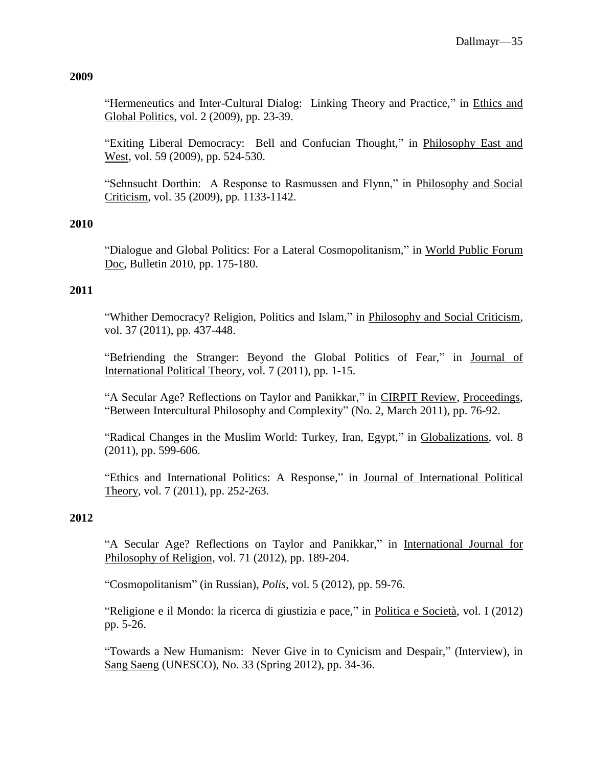**2009**

"Hermeneutics and Inter-Cultural Dialog: Linking Theory and Practice," in Ethics and Global Politics, vol. 2 (2009), pp. 23-39.

"Exiting Liberal Democracy: Bell and Confucian Thought," in Philosophy East and West, vol. 59 (2009), pp. 524-530.

"Sehnsucht Dorthin: A Response to Rasmussen and Flynn," in Philosophy and Social Criticism, vol. 35 (2009), pp. 1133-1142.

**2010**

"Dialogue and Global Politics: For a Lateral Cosmopolitanism," in World Public Forum Doc, Bulletin 2010, pp. 175-180.

**2011**

"Whither Democracy? Religion, Politics and Islam," in Philosophy and Social Criticism, vol. 37 (2011), pp. 437-448.

"Befriending the Stranger: Beyond the Global Politics of Fear," in Journal of International Political Theory, vol. 7 (2011), pp. 1-15.

"A Secular Age? Reflections on Taylor and Panikkar," in CIRPIT Review, Proceedings, "Between Intercultural Philosophy and Complexity" (No. 2, March 2011), pp. 76-92.

"Radical Changes in the Muslim World: Turkey, Iran, Egypt," in Globalizations, vol. 8 (2011), pp. 599-606.

"Ethics and International Politics: A Response," in Journal of International Political Theory, vol. 7 (2011), pp. 252-263.

**2012**

"A Secular Age? Reflections on Taylor and Panikkar," in International Journal for Philosophy of Religion, vol. 71 (2012), pp. 189-204.

"Cosmopolitanism" (in Russian), *Polis*, vol. 5 (2012), pp. 59-76.

"Religione e il Mondo: la ricerca di giustizia e pace," in Politica e Società, vol. I (2012) pp. 5-26.

"Towards a New Humanism: Never Give in to Cynicism and Despair," (Interview), in Sang Saeng (UNESCO), No. 33 (Spring 2012), pp. 34-36.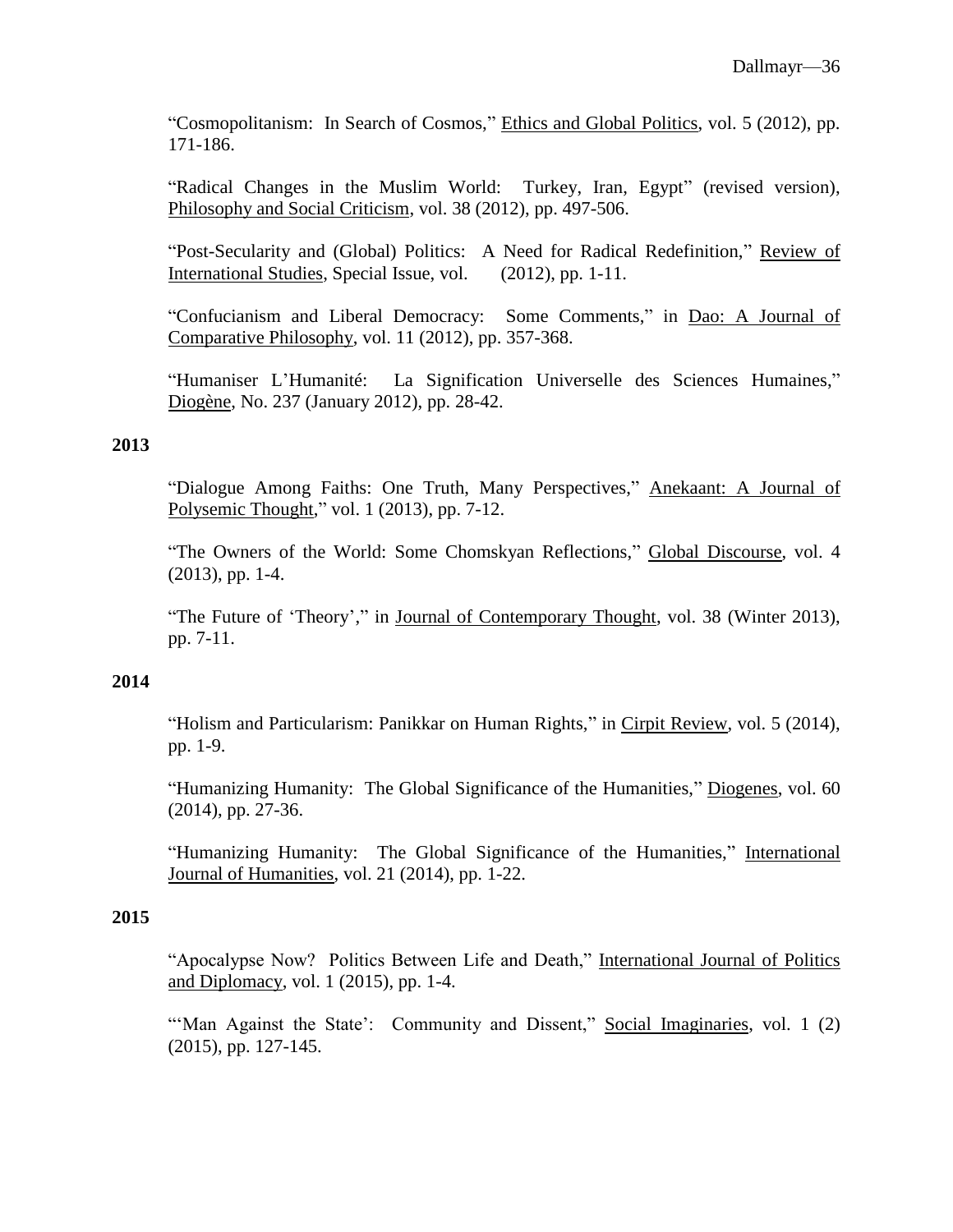"Cosmopolitanism: In Search of Cosmos," Ethics and Global Politics, vol. 5 (2012), pp. 171-186.

"Radical Changes in the Muslim World: Turkey, Iran, Egypt" (revised version), Philosophy and Social Criticism, vol. 38 (2012), pp. 497-506.

"Post-Secularity and (Global) Politics: A Need for Radical Redefinition," Review of International Studies, Special Issue, vol. (2012), pp. 1-11.

"Confucianism and Liberal Democracy: Some Comments," in Dao: A Journal of Comparative Philosophy, vol. 11 (2012), pp. 357-368.

"Humaniser L'Humanité: La Signification Universelle des Sciences Humaines," Diogène, No. 237 (January 2012), pp. 28-42.

**2013**

"Dialogue Among Faiths: One Truth, Many Perspectives," Anekaant: A Journal of Polysemic Thought," vol. 1 (2013), pp. 7-12.

"The Owners of the World: Some Chomskyan Reflections," Global Discourse, vol. 4 (2013), pp. 1-4.

"The Future of 'Theory'," in Journal of Contemporary Thought, vol. 38 (Winter 2013), pp. 7-11.

**2014**

"Holism and Particularism: Panikkar on Human Rights," in Cirpit Review, vol. 5 (2014), pp. 1-9.

"Humanizing Humanity: The Global Significance of the Humanities," Diogenes, vol. 60 (2014), pp. 27-36.

"Humanizing Humanity: The Global Significance of the Humanities," International Journal of Humanities, vol. 21 (2014), pp. 1-22.

**2015**

"Apocalypse Now? Politics Between Life and Death," International Journal of Politics and Diplomacy, vol. 1 (2015), pp. 1-4.

"'Man Against the State': Community and Dissent," Social Imaginaries, vol. 1 (2) (2015), pp. 127-145.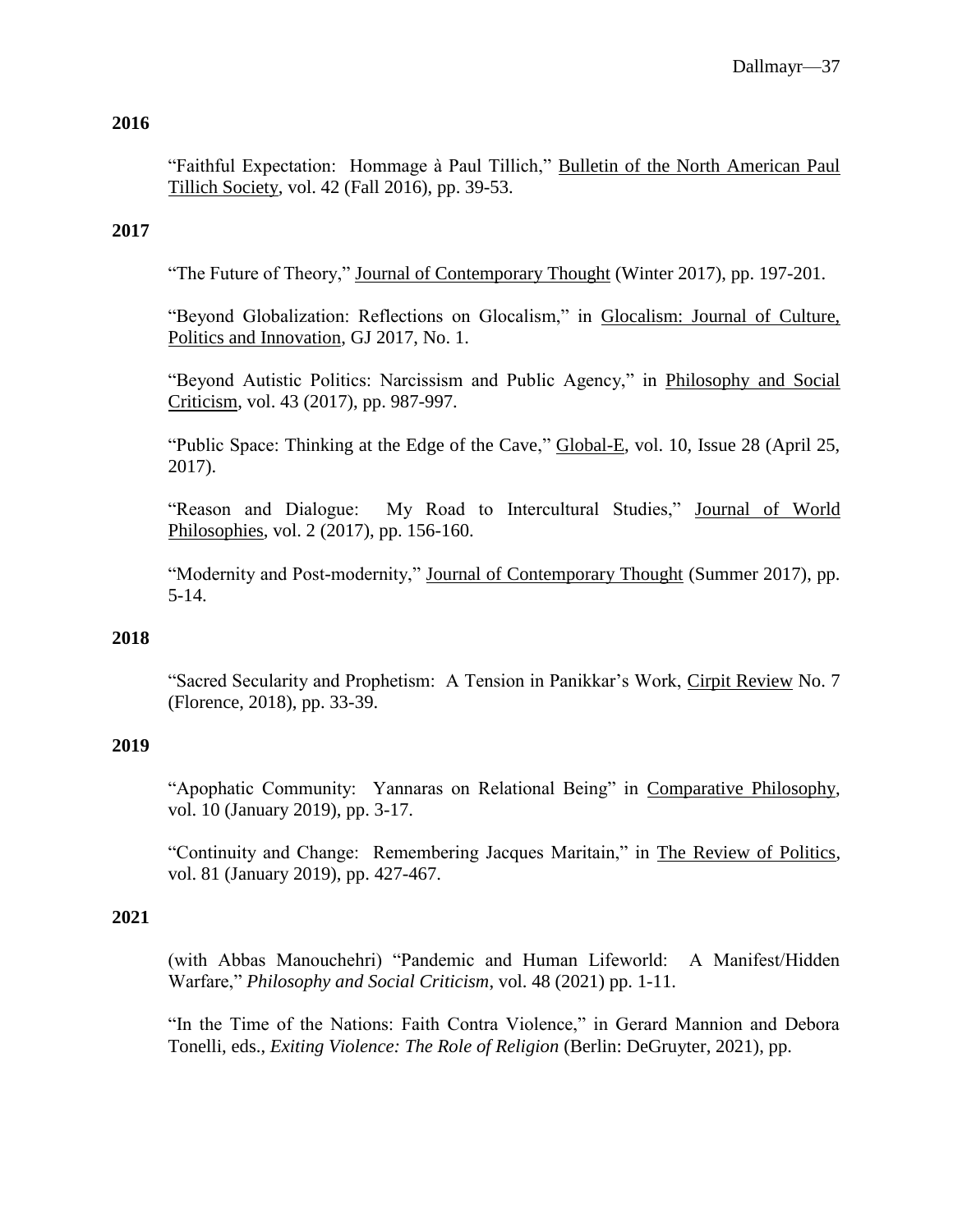**2016**

"Faithful Expectation: Hommage à Paul Tillich," Bulletin of the North American Paul Tillich Society, vol. 42 (Fall 2016), pp. 39-53.

**2017**

"The Future of Theory," Journal of Contemporary Thought (Winter 2017), pp. 197-201.

"Beyond Globalization: Reflections on Glocalism," in Glocalism: Journal of Culture, Politics and Innovation, GJ 2017, No. 1.

"Beyond Autistic Politics: Narcissism and Public Agency," in Philosophy and Social Criticism, vol. 43 (2017), pp. 987-997.

"Public Space: Thinking at the Edge of the Cave," Global-E, vol. 10, Issue 28 (April 25, 2017).

"Reason and Dialogue: My Road to Intercultural Studies," Journal of World Philosophies, vol. 2 (2017), pp. 156-160.

"Modernity and Post-modernity," Journal of Contemporary Thought (Summer 2017), pp. 5-14.

**2018**

"Sacred Secularity and Prophetism: A Tension in Panikkar's Work, Cirpit Review No. 7 (Florence, 2018), pp. 33-39.

**2019**

"Apophatic Community: Yannaras on Relational Being" in Comparative Philosophy, vol. 10 (January 2019), pp. 3-17.

"Continuity and Change: Remembering Jacques Maritain," in The Review of Politics, vol. 81 (January 2019), pp. 427-467.

**2021**

(with Abbas Manouchehri) "Pandemic and Human Lifeworld: A Manifest/Hidden Warfare," *Philosophy and Social Criticism*, vol. 48 (2021) pp. 1-11.

"In the Time of the Nations: Faith Contra Violence," in Gerard Mannion and Debora Tonelli, eds., *Exiting Violence: The Role of Religion* (Berlin: DeGruyter, 2021), pp.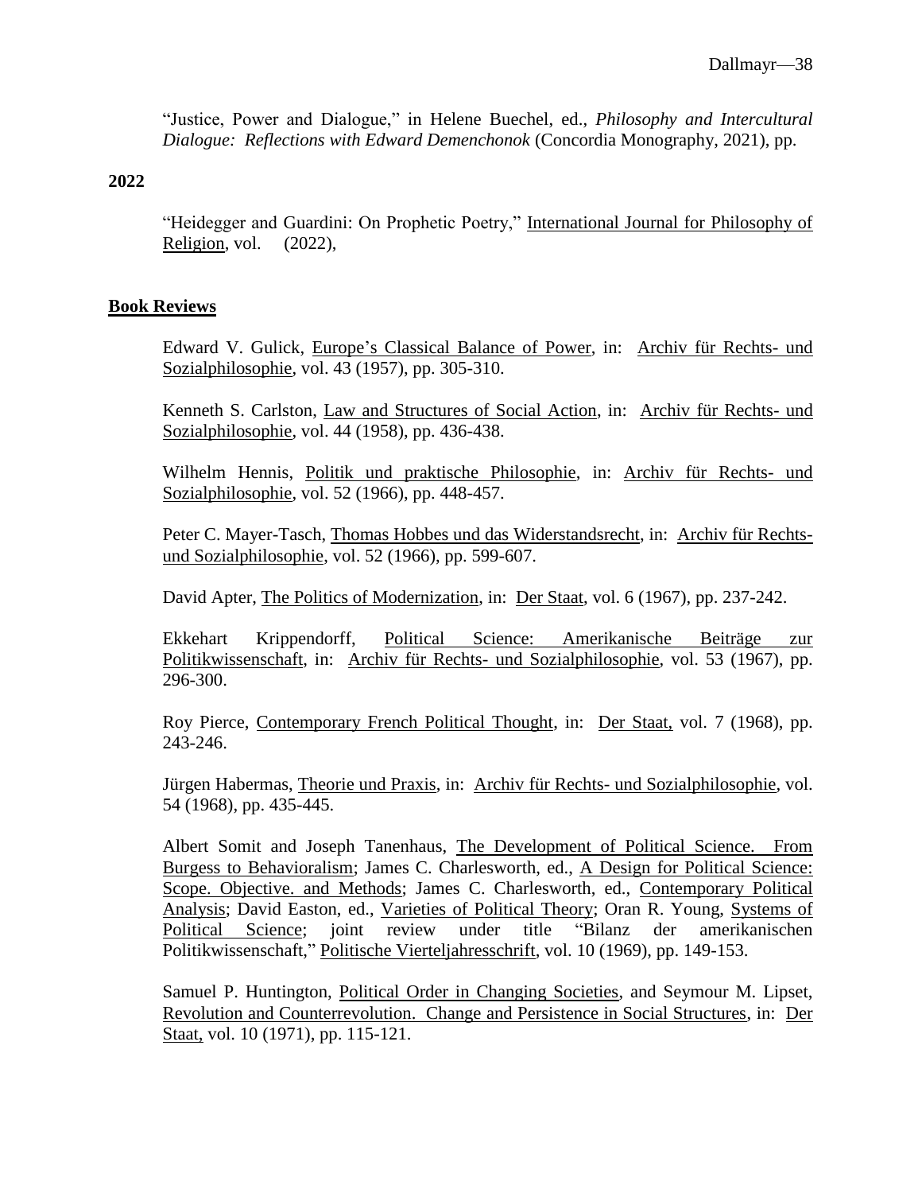"Justice, Power and Dialogue," in Helene Buechel, ed., *Philosophy and Intercultural Dialogue: Reflections with Edward Demenchonok* (Concordia Monography, 2021), pp.

**2022**

"Heidegger and Guardini: On Prophetic Poetry," International Journal for Philosophy of Religion, vol. (2022),

**Book Reviews**

Edward V. Gulick, Europe's Classical Balance of Power, in: Archiv für Rechts- und Sozialphilosophie, vol. 43 (1957), pp. 305-310.

Kenneth S. Carlston, Law and Structures of Social Action, in: Archiv für Rechts- und Sozialphilosophie, vol. 44 (1958), pp. 436-438.

Wilhelm Hennis, Politik und praktische Philosophie, in: Archiv für Rechts- und Sozialphilosophie, vol. 52 (1966), pp. 448-457.

Peter C. Mayer-Tasch, Thomas Hobbes und das Widerstandsrecht, in: Archiv für Rechts- und Sozialphilosophie, vol. 52 (1966), pp. 599-607.

David Apter, The Politics of Modernization, in: Der Staat, vol. 6 (1967), pp. 237-242.

Ekkehart Krippendorff, Political Science: Amerikanische Beiträge zur Politikwissenschaft, in: Archiv für Rechts- und Sozialphilosophie, vol. 53 (1967), pp. 296-300.

Roy Pierce, Contemporary French Political Thought, in: Der Staat, vol. 7 (1968), pp. 243-246.

Jürgen Habermas, Theorie und Praxis, in: Archiv für Rechts- und Sozialphilosophie, vol. 54 (1968), pp. 435-445.

Albert Somit and Joseph Tanenhaus, The Development of Political Science. From Burgess to Behavioralism; James C. Charlesworth, ed., A Design for Political Science: Scope. Objective. and Methods; James C. Charlesworth, ed., Contemporary Political Analysis; David Easton, ed., Varieties of Political Theory; Oran R. Young, Systems of Political Science; joint review under title "Bilanz der amerikanischen Politikwissenschaft," Politische Vierteljahresschrift, vol. 10 (1969), pp. 149-153.

Samuel P. Huntington, Political Order in Changing Societies, and Seymour M. Lipset, Revolution and Counterrevolution. Change and Persistence in Social Structures, in: Der Staat, vol. 10 (1971), pp. 115-121.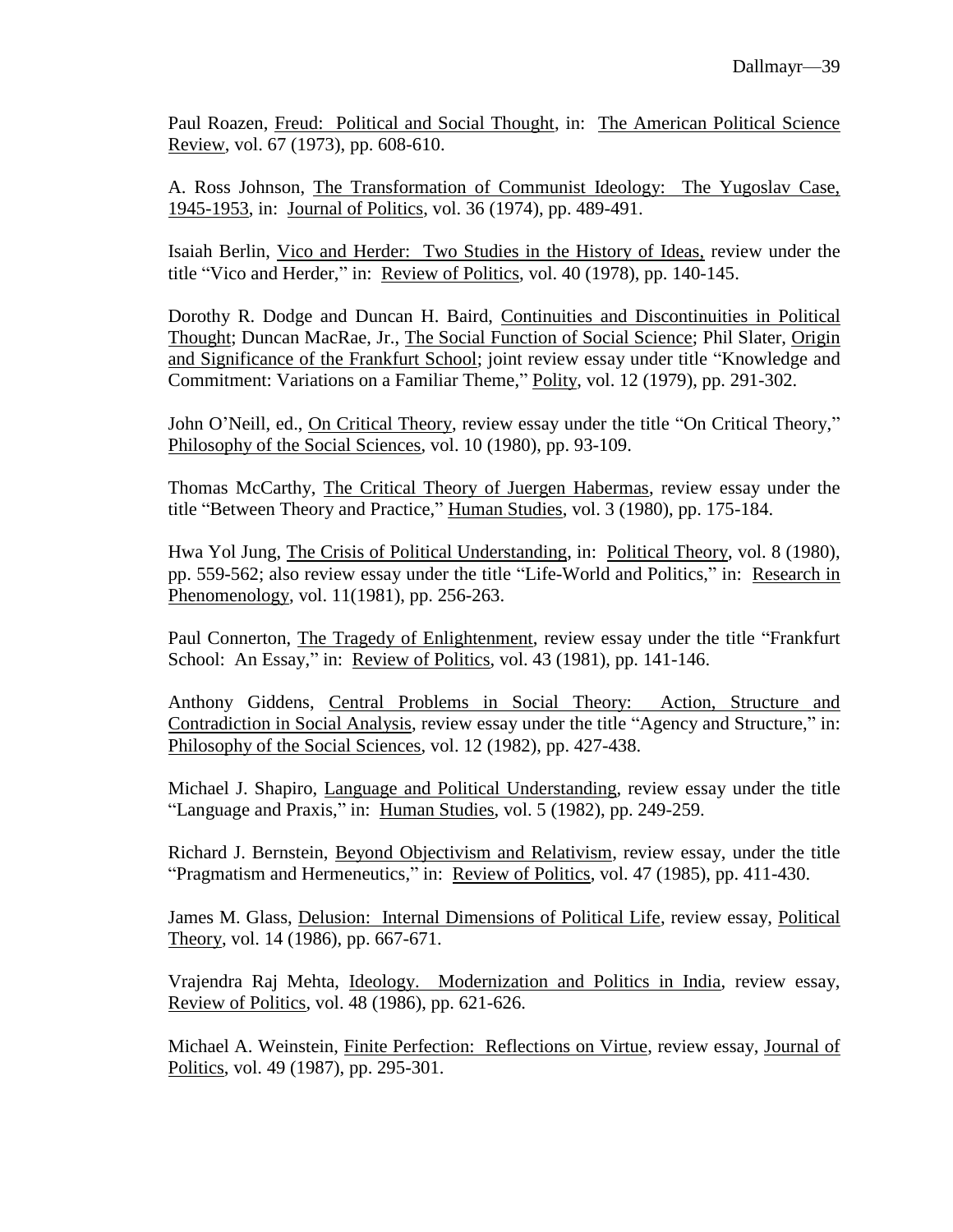Paul Roazen, Freud: Political and Social Thought, in: The American Political Science Review, vol. 67 (1973), pp. 608-610.

A. Ross Johnson, The Transformation of Communist Ideology: The Yugoslav Case, 1945-1953, in: Journal of Politics, vol. 36 (1974), pp. 489-491.

Isaiah Berlin, Vico and Herder: Two Studies in the History of Ideas, review under the title "Vico and Herder," in: Review of Politics, vol. 40 (1978), pp. 140-145.

Dorothy R. Dodge and Duncan H. Baird, Continuities and Discontinuities in Political Thought; Duncan MacRae, Jr., The Social Function of Social Science; Phil Slater, Origin and Significance of the Frankfurt School; joint review essay under title "Knowledge and Commitment: Variations on a Familiar Theme," Polity, vol. 12 (1979), pp. 291-302.

John O'Neill, ed., On Critical Theory, review essay under the title "On Critical Theory," Philosophy of the Social Sciences, vol. 10 (1980), pp. 93-109.

Thomas McCarthy, The Critical Theory of Juergen Habermas, review essay under the title "Between Theory and Practice," Human Studies, vol. 3 (1980), pp. 175-184.

Hwa Yol Jung, The Crisis of Political Understanding, in: Political Theory, vol. 8 (1980), pp. 559-562; also review essay under the title "Life-World and Politics," in: Research in Phenomenology, vol. 11(1981), pp. 256-263.

Paul Connerton, The Tragedy of Enlightenment, review essay under the title "Frankfurt School: An Essay," in: Review of Politics, vol. 43 (1981), pp. 141-146.

Anthony Giddens, Central Problems in Social Theory: Action, Structure and Contradiction in Social Analysis, review essay under the title "Agency and Structure," in: Philosophy of the Social Sciences, vol. 12 (1982), pp. 427-438.

Michael J. Shapiro, Language and Political Understanding, review essay under the title "Language and Praxis," in: Human Studies, vol. 5 (1982), pp. 249-259.

Richard J. Bernstein, Beyond Objectivism and Relativism, review essay, under the title "Pragmatism and Hermeneutics," in: Review of Politics, vol. 47 (1985), pp. 411-430.

James M. Glass, Delusion: Internal Dimensions of Political Life, review essay, Political Theory, vol. 14 (1986), pp. 667-671.

Vrajendra Raj Mehta, Ideology. Modernization and Politics in India, review essay, Review of Politics, vol. 48 (1986), pp. 621-626.

Michael A. Weinstein, Finite Perfection: Reflections on Virtue, review essay, Journal of Politics, vol. 49 (1987), pp. 295-301.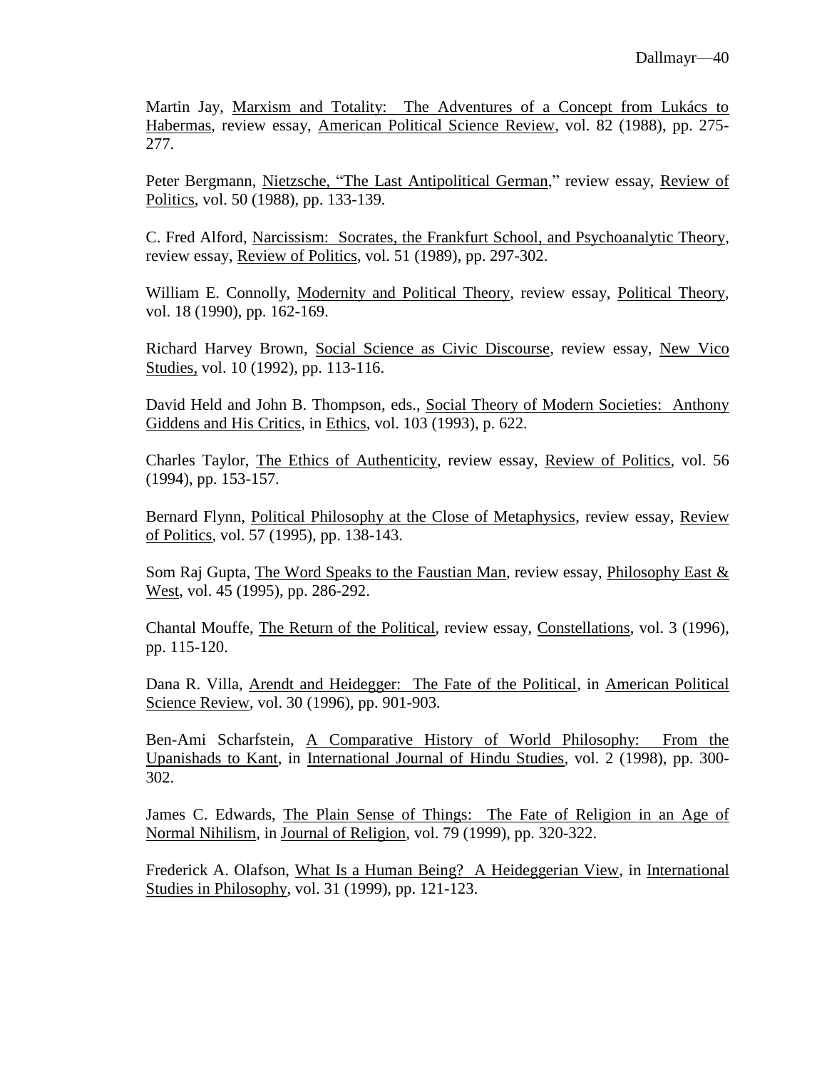Martin Jay, Marxism and Totality: The Adventures of a Concept from Lukács to Habermas, review essay, American Political Science Review, vol. 82 (1988), pp. 275-277.

Peter Bergmann, Nietzsche, "The Last Antipolitical German," review essay, Review of Politics, vol. 50 (1988), pp. 133-139.

C. Fred Alford, Narcissism: Socrates, the Frankfurt School, and Psychoanalytic Theory, review essay, Review of Politics, vol. 51 (1989), pp. 297-302.

William E. Connolly, Modernity and Political Theory, review essay, Political Theory, vol. 18 (1990), pp. 162-169.

Richard Harvey Brown, Social Science as Civic Discourse, review essay, New Vico Studies, vol. 10 (1992), pp. 113-116.

David Held and John B. Thompson, eds., Social Theory of Modern Societies: Anthony Giddens and His Critics, in Ethics, vol. 103 (1993), p. 622.

Charles Taylor, The Ethics of Authenticity, review essay, Review of Politics, vol. 56 (1994), pp. 153-157.

Bernard Flynn, Political Philosophy at the Close of Metaphysics, review essay, Review of Politics, vol. 57 (1995), pp. 138-143.

Som Raj Gupta, The Word Speaks to the Faustian Man, review essay, Philosophy East & West, vol. 45 (1995), pp. 286-292.

Chantal Mouffe, The Return of the Political, review essay, Constellations, vol. 3 (1996), pp. 115-120.

Dana R. Villa, Arendt and Heidegger: The Fate of the Political, in American Political Science Review, vol. 30 (1996), pp. 901-903.

Ben-Ami Scharfstein, A Comparative History of World Philosophy: From the Upanishads to Kant, in International Journal of Hindu Studies, vol. 2 (1998), pp. 300-302.

James C. Edwards, The Plain Sense of Things: The Fate of Religion in an Age of Normal Nihilism, in Journal of Religion, vol. 79 (1999), pp. 320-322.

Frederick A. Olafson, What Is a Human Being? A Heideggerian View, in International Studies in Philosophy, vol. 31 (1999), pp. 121-123.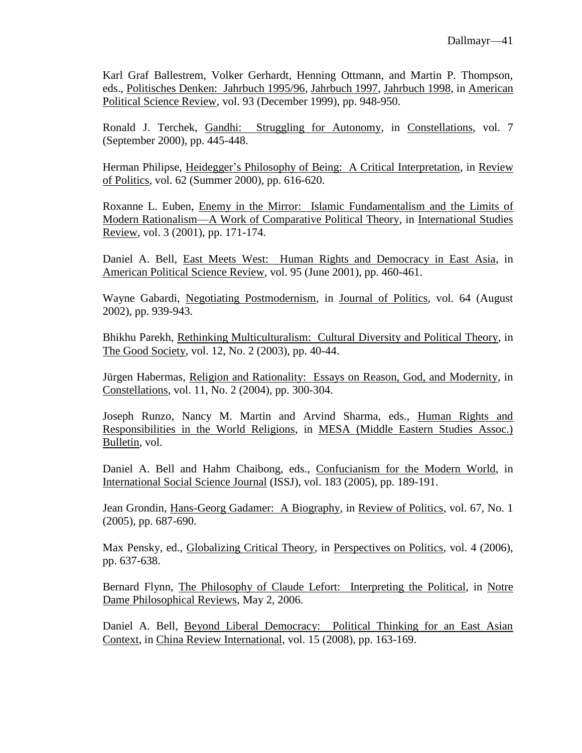Karl Graf Ballestrem, Volker Gerhardt, Henning Ottmann, and Martin P. Thompson, eds., Politisches Denken: Jahrbuch 1995/96, Jahrbuch 1997, Jahrbuch 1998, in American Political Science Review, vol. 93 (December 1999), pp. 948-950.

Ronald J. Terchek, Gandhi: Struggling for Autonomy, in Constellations, vol. 7 (September 2000), pp. 445-448.

Herman Philipse, Heidegger's Philosophy of Being: A Critical Interpretation, in Review of Politics, vol. 62 (Summer 2000), pp. 616-620.

Roxanne L. Euben, Enemy in the Mirror: Islamic Fundamentalism and the Limits of Modern Rationalism—A Work of Comparative Political Theory, in International Studies Review, vol. 3 (2001), pp. 171-174.

Daniel A. Bell, East Meets West: Human Rights and Democracy in East Asia, in American Political Science Review, vol. 95 (June 2001), pp. 460-461.

Wayne Gabardi, Negotiating Postmodernism, in Journal of Politics, vol. 64 (August 2002), pp. 939-943.

Bhikhu Parekh, Rethinking Multiculturalism: Cultural Diversity and Political Theory, in The Good Society, vol. 12, No. 2 (2003), pp. 40-44.

Jürgen Habermas, Religion and Rationality: Essays on Reason, God, and Modernity, in Constellations, vol. 11, No. 2 (2004), pp. 300-304.

Joseph Runzo, Nancy M. Martin and Arvind Sharma, eds., Human Rights and Responsibilities in the World Religions, in MESA (Middle Eastern Studies Assoc.) Bulletin, vol.

Daniel A. Bell and Hahm Chaibong, eds., Confucianism for the Modern World, in International Social Science Journal (ISSJ), vol. 183 (2005), pp. 189-191.

Jean Grondin, Hans-Georg Gadamer: A Biography, in Review of Politics, vol. 67, No. 1 (2005), pp. 687-690.

Max Pensky, ed., Globalizing Critical Theory, in Perspectives on Politics, vol. 4 (2006), pp. 637-638.

Bernard Flynn, The Philosophy of Claude Lefort: Interpreting the Political, in Notre Dame Philosophical Reviews, May 2, 2006.

Daniel A. Bell, Beyond Liberal Democracy: Political Thinking for an East Asian Context, in China Review International, vol. 15 (2008), pp. 163-169.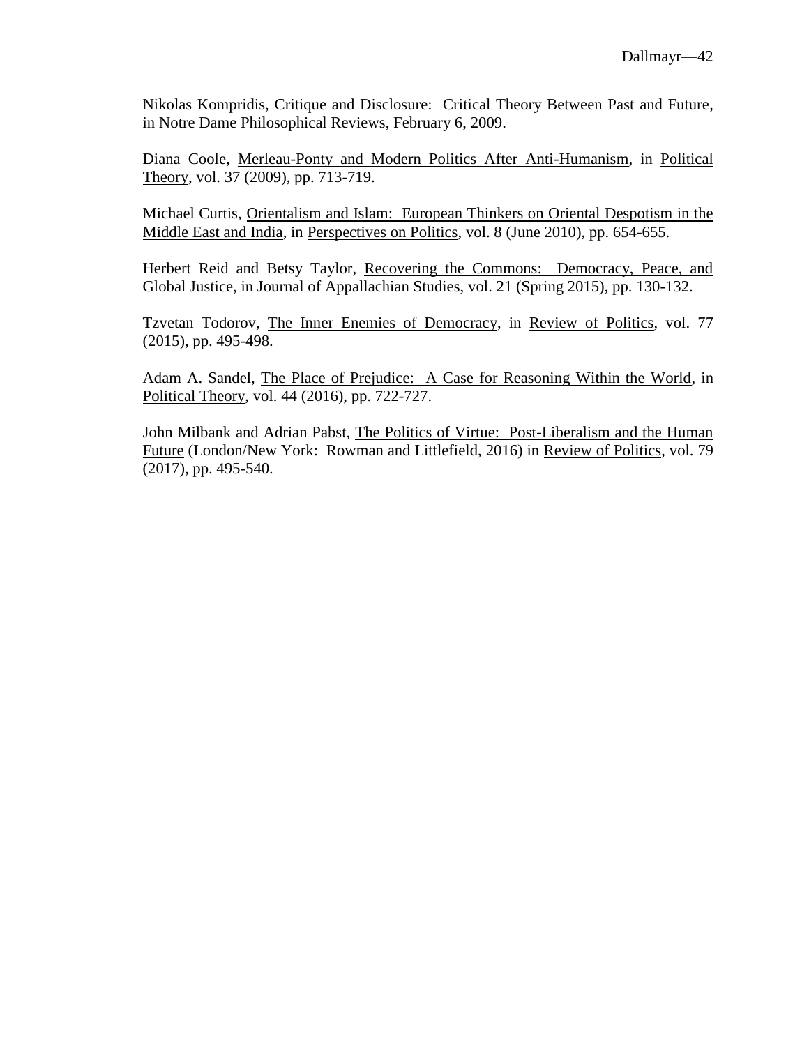Nikolas Kompridis, Critique and Disclosure: Critical Theory Between Past and Future, in Notre Dame Philosophical Reviews, February 6, 2009.

Diana Coole, Merleau-Ponty and Modern Politics After Anti-Humanism, in Political Theory, vol. 37 (2009), pp. 713-719.

Michael Curtis, Orientalism and Islam: European Thinkers on Oriental Despotism in the Middle East and India, in Perspectives on Politics, vol. 8 (June 2010), pp. 654-655.

Herbert Reid and Betsy Taylor, Recovering the Commons: Democracy, Peace, and Global Justice, in Journal of Appalachian Studies, vol. 21 (Spring 2015), pp. 130-132.

Tzvetan Todorov, The Inner Enemies of Democracy, in Review of Politics, vol. 77 (2015), pp. 495-498.

Adam A. Sandel, The Place of Prejudice: A Case for Reasoning Within the World, in Political Theory, vol. 44 (2016), pp. 722-727.

John Milbank and Adrian Pabst, The Politics of Virtue: Post-Liberalism and the Human Future (London/New York: Rowman and Littlefield, 2016) in Review of Politics, vol. 79 (2017), pp. 495-540.